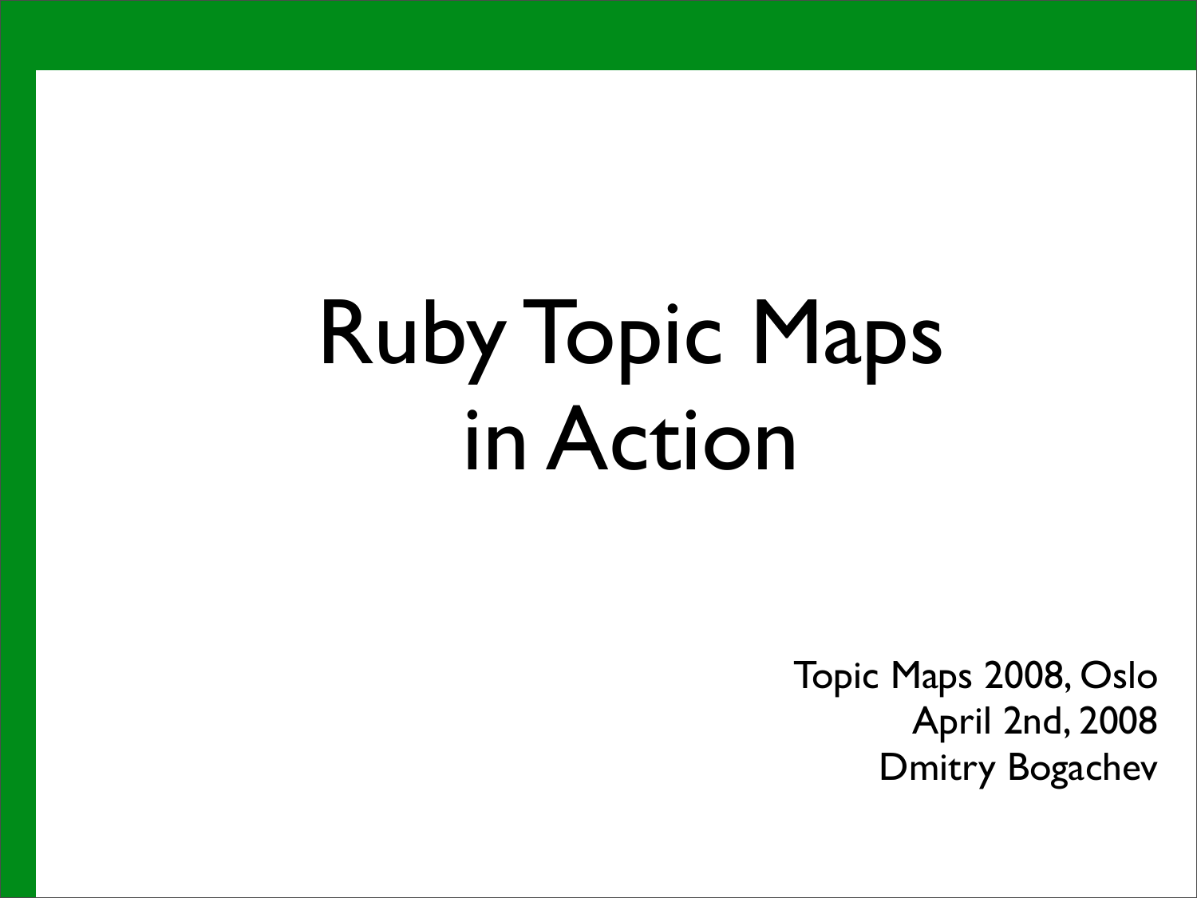# Ruby Topic Maps in Action

Topic Maps 2008, Oslo
April 2nd, 2008
Dmitry Bogachev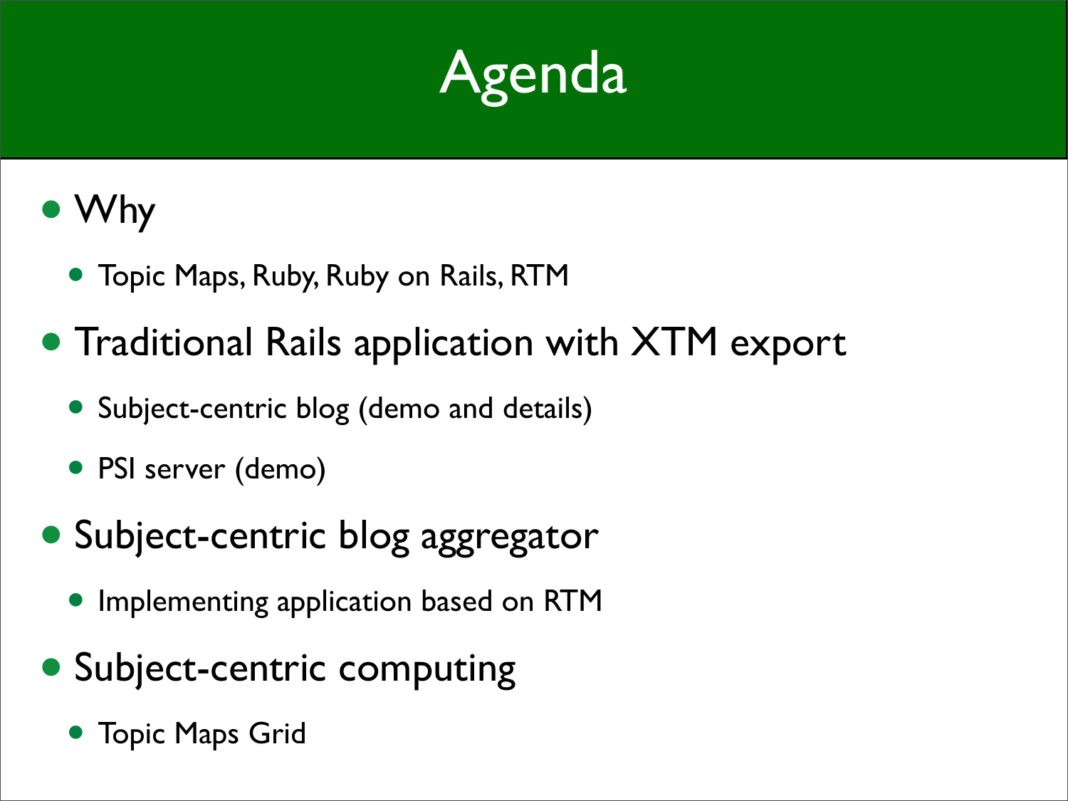# Agenda

- Why
  - Topic Maps, Ruby, Ruby on Rails, RTM
- Traditional Rails application with XTM export
  - Subject-centric blog (demo and details)
  - PSI server (demo)
- Subject-centric blog aggregator
  - Implementing application based on RTM
- Subject-centric computing
  - Topic Maps Grid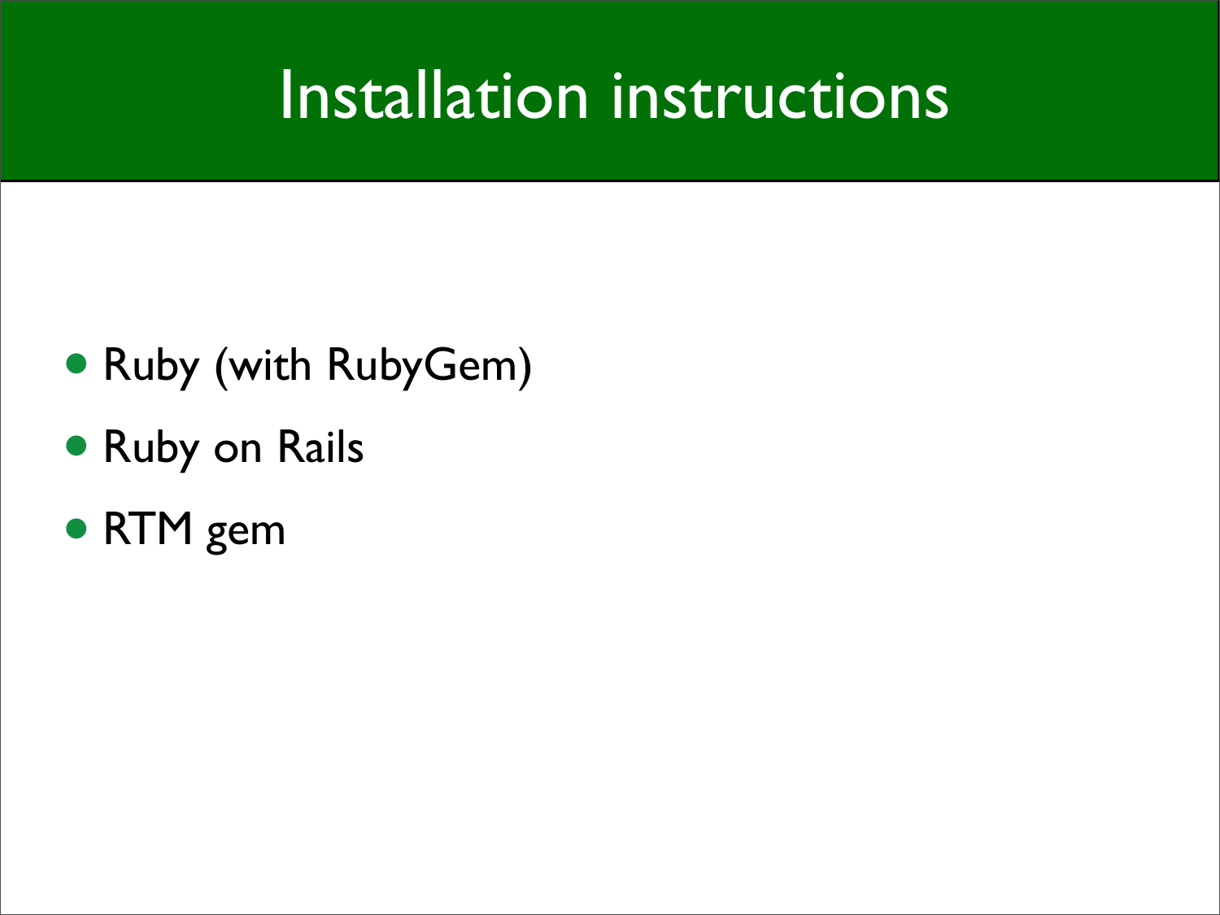# Installation instructions

- Ruby (with RubyGem)
- Ruby on Rails
- RTM gem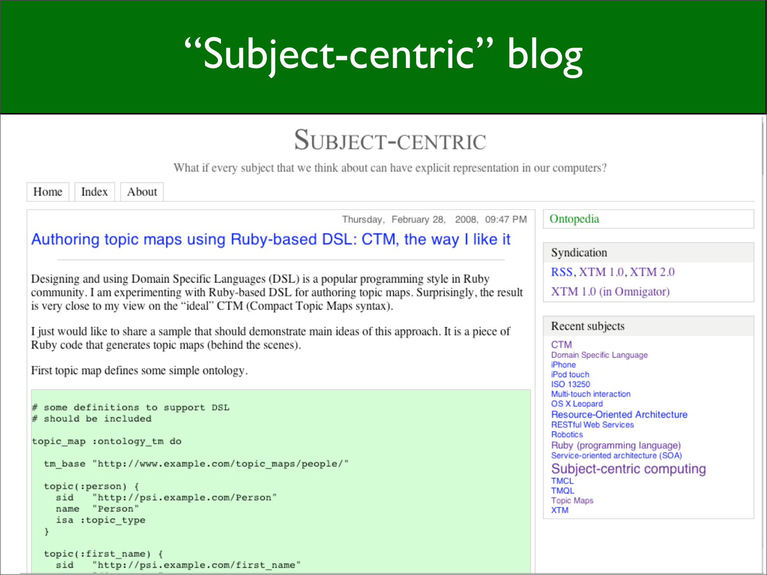# "Subject-centric" blog

## Subject-centric

What if every subject that we think about can have explicit representation in our computers?

Home | Index | About

Thursday, February 28, 2008, 09:47 PM

### Authoring topic maps using Ruby-based DSL: CTM, the way I like it

Designing and using Domain Specific Languages (DSL) is a popular programming style in Ruby community. I am experimenting with Ruby-based DSL for authoring topic maps. Surprisingly, the result is very close to my view on the "ideal" CTM (Compact Topic Maps syntax).

I just would like to share a sample that should demonstrate main ideas of this approach. It is a piece of Ruby code that generates topic maps (behind the scenes).

First topic map defines some simple ontology.

```
# some definitions to support DSL
# should be included

topic_map :ontology_tm do

  tm_base "http://www.example.com/topic_maps/people/"

  topic(:person) {
    sid    "http://psi.example.com/Person"
    name   "Person"
    isa :topic_type
  }

  topic(:first_name) {
    sid    "http://psi.example.com/first_name"
```

Ontopedia

**Syndication**

RSS, XTM 1.0, XTM 2.0

XTM 1.0 (in Omnigator)

**Recent subjects**

- CTM
- Domain Specific Language
- iPhone
- iPod touch
- ISO 13250
- Multi-touch interaction
- OS X Leopard
- Resource-Oriented Architecture
- RESTful Web Services
- Robotics
- Ruby (programming language)
- Service-oriented architecture (SOA)
- Subject-centric computing
- TMCL
- TMQL
- Topic Maps
- XTM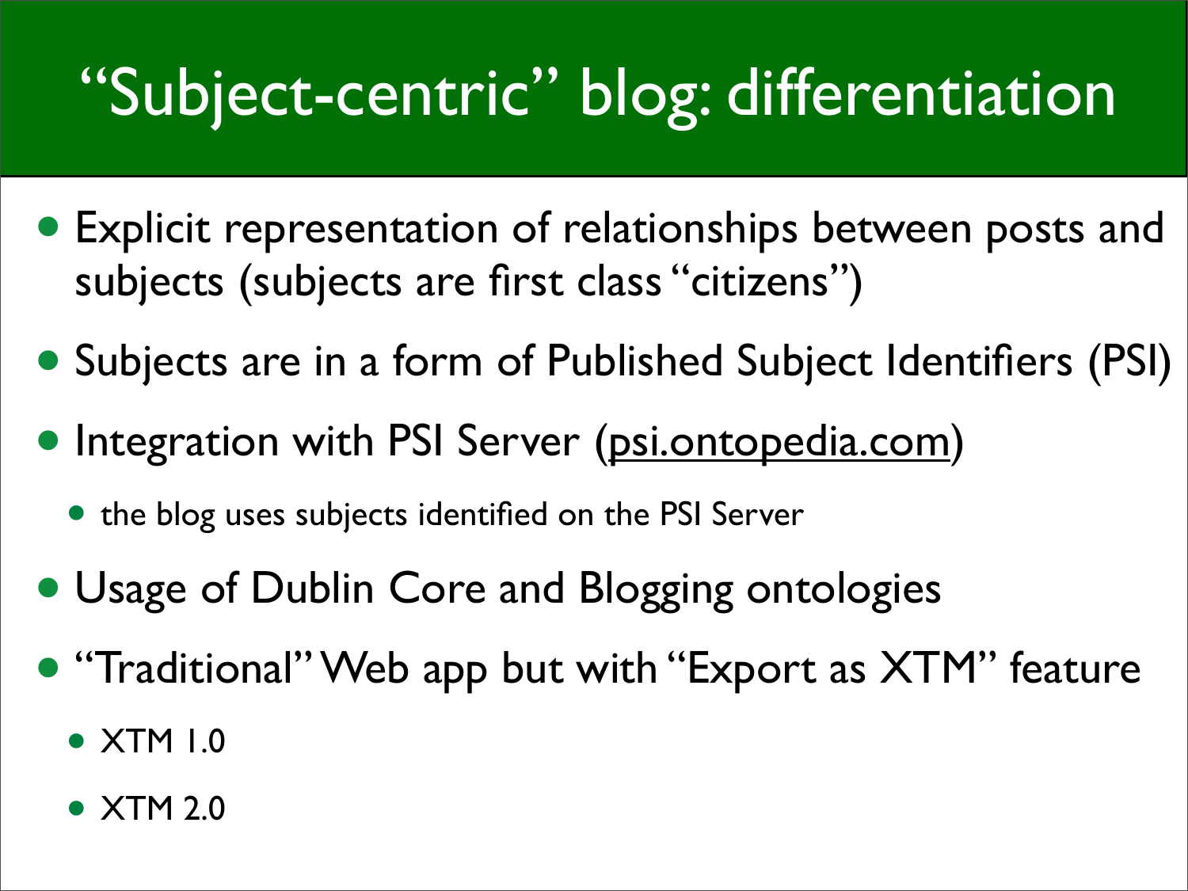# "Subject-centric" blog: differentiation

- Explicit representation of relationships between posts and subjects (subjects are first class "citizens")
- Subjects are in a form of Published Subject Identifiers (PSI)
- Integration with PSI Server (psi.ontopedia.com)
  - the blog uses subjects identified on the PSI Server
- Usage of Dublin Core and Blogging ontologies
- "Traditional" Web app but with "Export as XTM" feature
  - XTM 1.0
  - XTM 2.0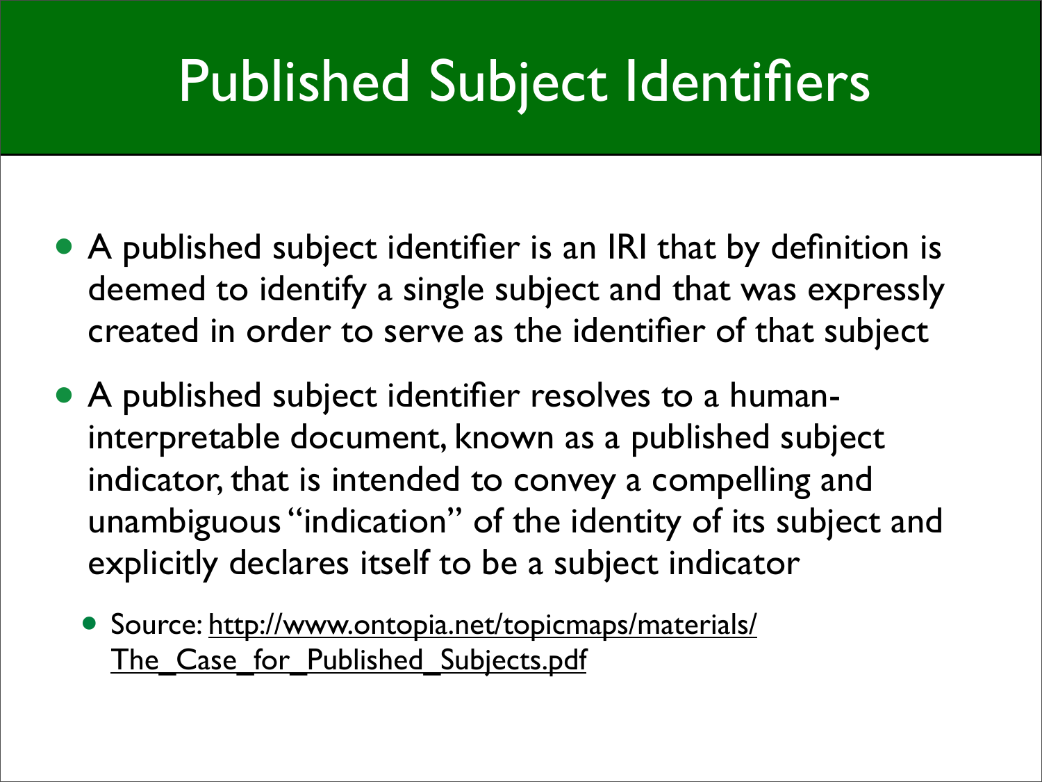# Published Subject Identifiers

- A published subject identifier is an IRI that by definition is deemed to identify a single subject and that was expressly created in order to serve as the identifier of that subject
- A published subject identifier resolves to a human-interpretable document, known as a published subject indicator, that is intended to convey a compelling and unambiguous "indication" of the identity of its subject and explicitly declares itself to be a subject indicator
  - Source: [http://www.ontopia.net/topicmaps/materials/The_Case_for_Published_Subjects.pdf](http://www.ontopia.net/topicmaps/materials/The_Case_for_Published_Subjects.pdf)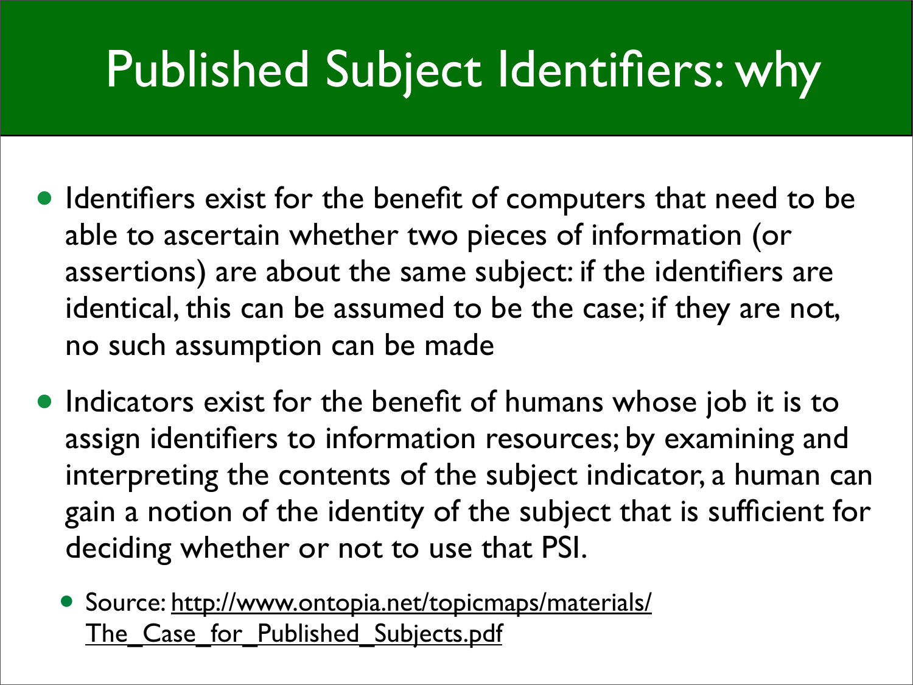# Published Subject Identifiers: why

- Identifiers exist for the benefit of computers that need to be able to ascertain whether two pieces of information (or assertions) are about the same subject: if the identifiers are identical, this can be assumed to be the case; if they are not, no such assumption can be made
- Indicators exist for the benefit of humans whose job it is to assign identifiers to information resources; by examining and interpreting the contents of the subject indicator, a human can gain a notion of the identity of the subject that is sufficient for deciding whether or not to use that PSI.
  - Source: [http://www.ontopia.net/topicmaps/materials/The_Case_for_Published_Subjects.pdf](http://www.ontopia.net/topicmaps/materials/The_Case_for_Published_Subjects.pdf)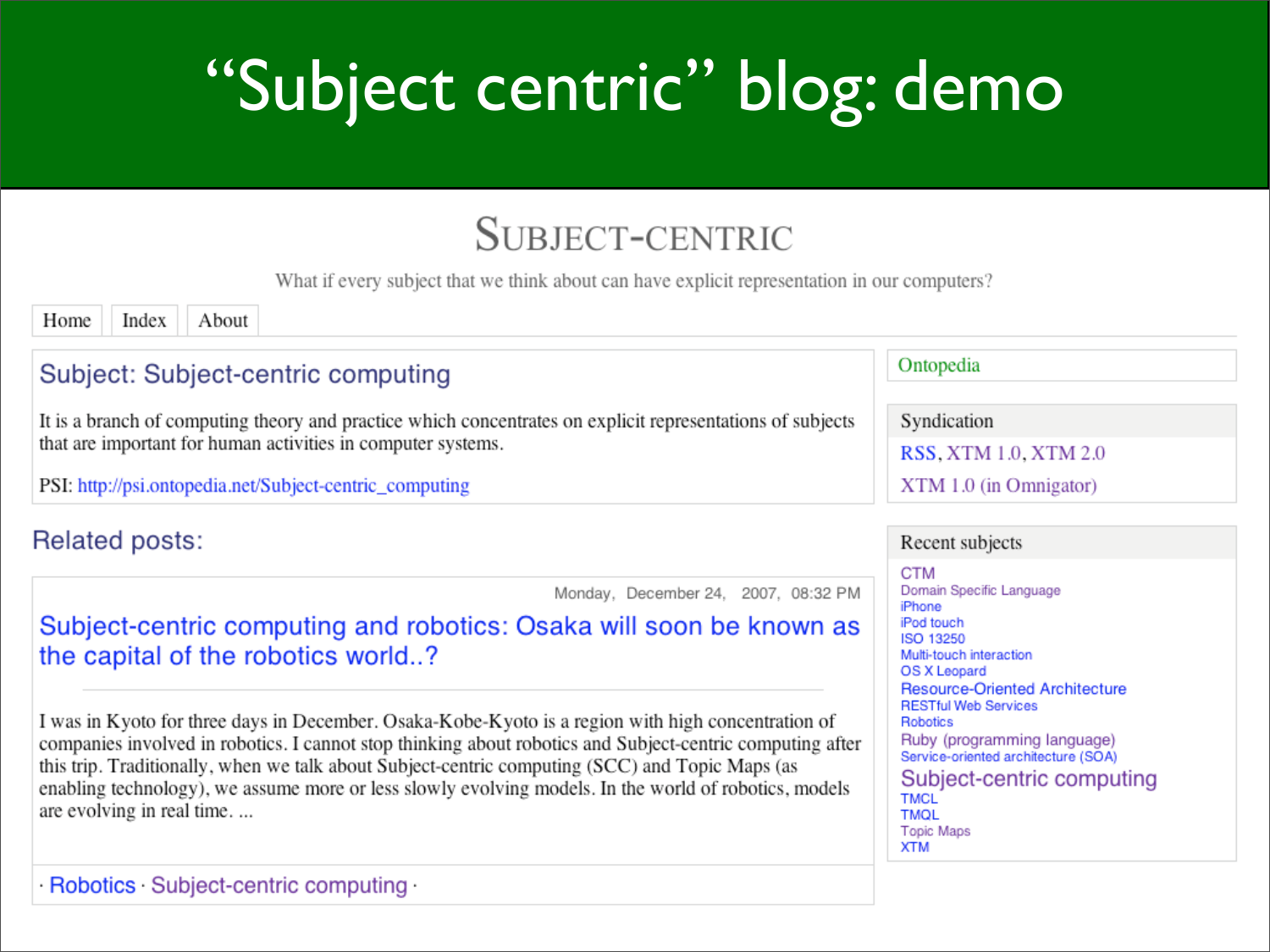# "Subject centric" blog: demo

## SUBJECT-CENTRIC

What if every subject that we think about can have explicit representation in our computers?

Home | Index | About

### Subject: Subject-centric computing

It is a branch of computing theory and practice which concentrates on explicit representations of subjects that are important for human activities in computer systems.

PSI: http://psi.ontopedia.net/Subject-centric_computing

### Related posts:

Monday, December 24, 2007, 08:32 PM

#### Subject-centric computing and robotics: Osaka will soon be known as the capital of the robotics world..?

I was in Kyoto for three days in December. Osaka-Kobe-Kyoto is a region with high concentration of companies involved in robotics. I cannot stop thinking about robotics and Subject-centric computing after this trip. Traditionally, when we talk about Subject-centric computing (SCC) and Topic Maps (as enabling technology), we assume more or less slowly evolving models. In the world of robotics, models are evolving in real time. ...

· Robotics · Subject-centric computing ·

Ontopedia

**Syndication**

RSS, XTM 1.0, XTM 2.0

XTM 1.0 (in Omnigator)

**Recent subjects**

- CTM
- Domain Specific Language
- iPhone
- iPod touch
- ISO 13250
- Multi-touch interaction
- OS X Leopard
- Resource-Oriented Architecture
- RESTful Web Services
- Robotics
- Ruby (programming language)
- Service-oriented architecture (SOA)
- Subject-centric computing
- TMCL
- TMQL
- Topic Maps
- XTM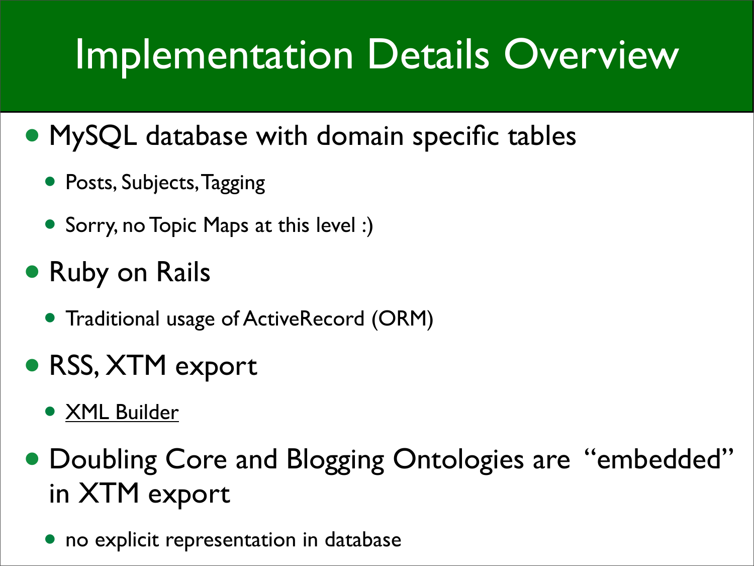# Implementation Details Overview

- MySQL database with domain specific tables
  - Posts, Subjects, Tagging
  - Sorry, no Topic Maps at this level :)
- Ruby on Rails
  - Traditional usage of ActiveRecord (ORM)
- RSS, XTM export
  - XML Builder
- Doubling Core and Blogging Ontologies are "embedded" in XTM export
  - no explicit representation in database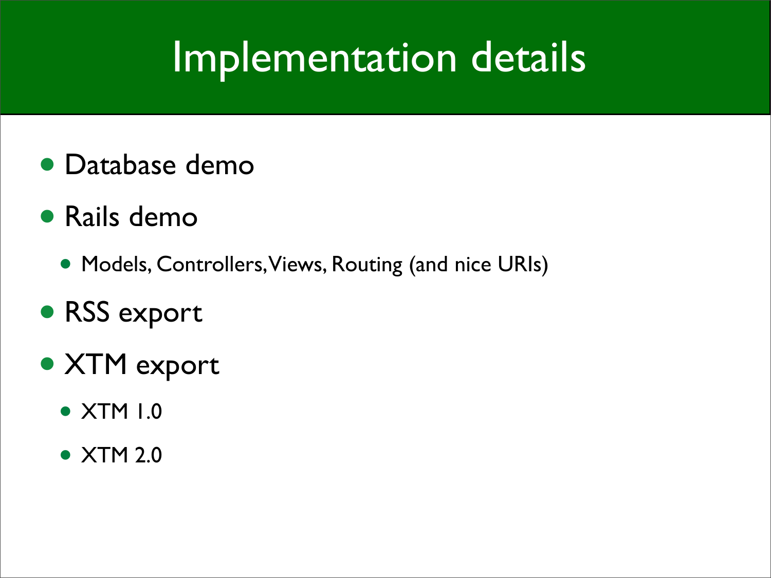# Implementation details

- Database demo
- Rails demo
  - Models, Controllers, Views, Routing (and nice URIs)
- RSS export
- XTM export
  - XTM 1.0
  - XTM 2.0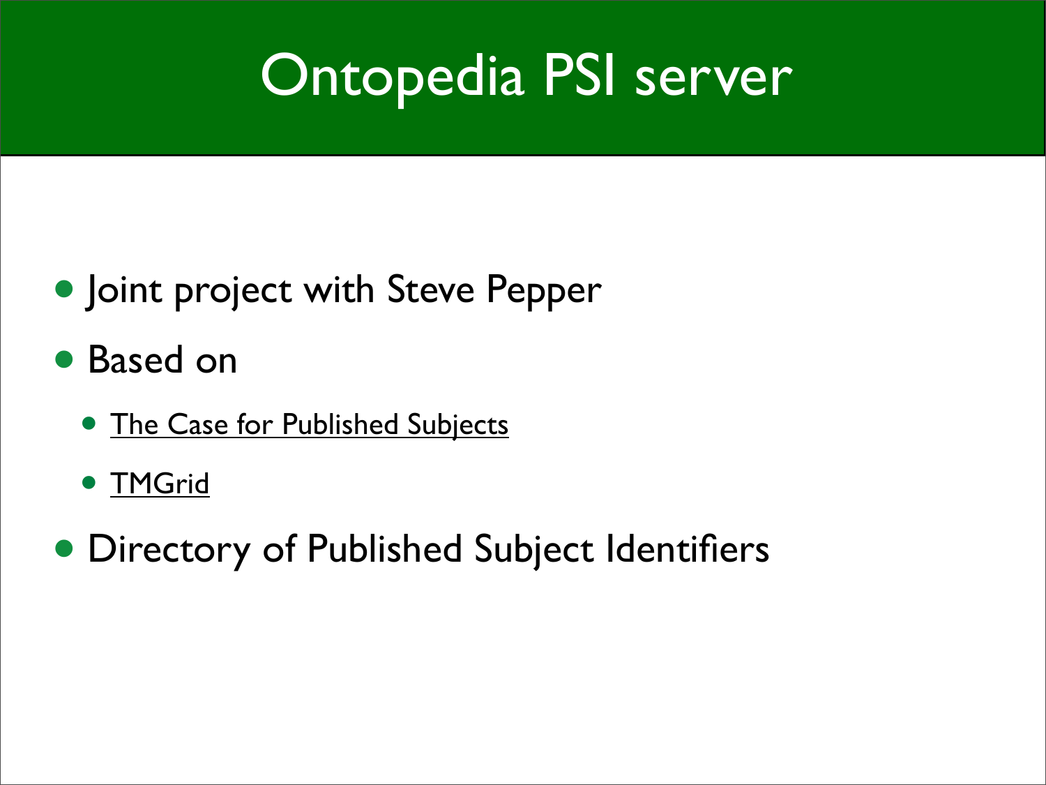# Ontopedia PSI server

- Joint project with Steve Pepper
- Based on
  - The Case for Published Subjects
  - TMGrid
- Directory of Published Subject Identifiers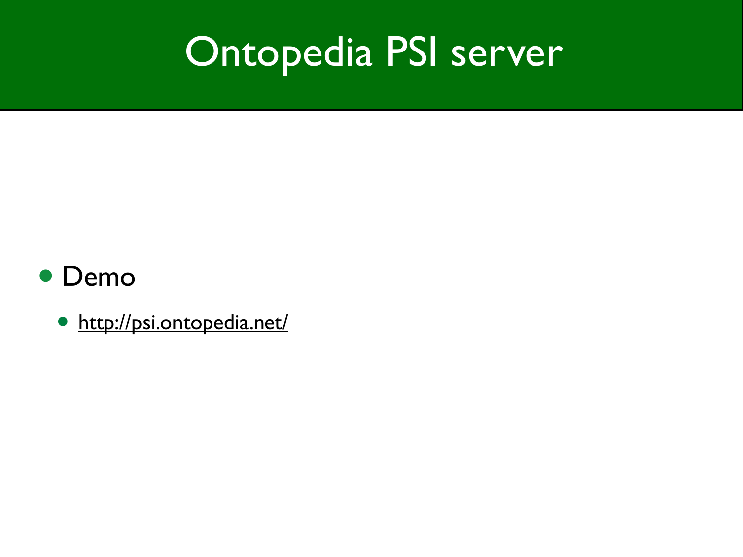# Ontopedia PSI server

- Demo
  - http://psi.ontopedia.net/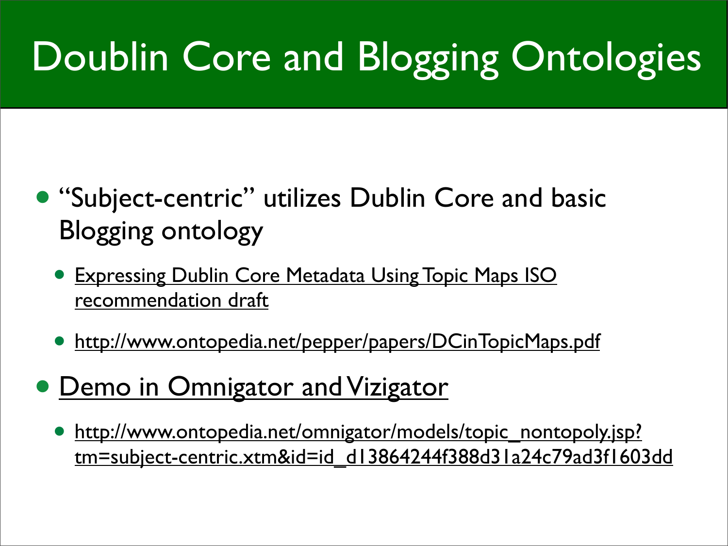# Doublin Core and Blogging Ontologies

- "Subject-centric" utilizes Dublin Core and basic Blogging ontology
  - Expressing Dublin Core Metadata Using Topic Maps ISO recommendation draft
  - http://www.ontopedia.net/pepper/papers/DCinTopicMaps.pdf
- Demo in Omnigator and Vizigator
  - http://www.ontopedia.net/omnigator/models/topic_nontopoly.jsp?tm=subject-centric.xtm&id=id_d13864244f388d31a24c79ad3f1603dd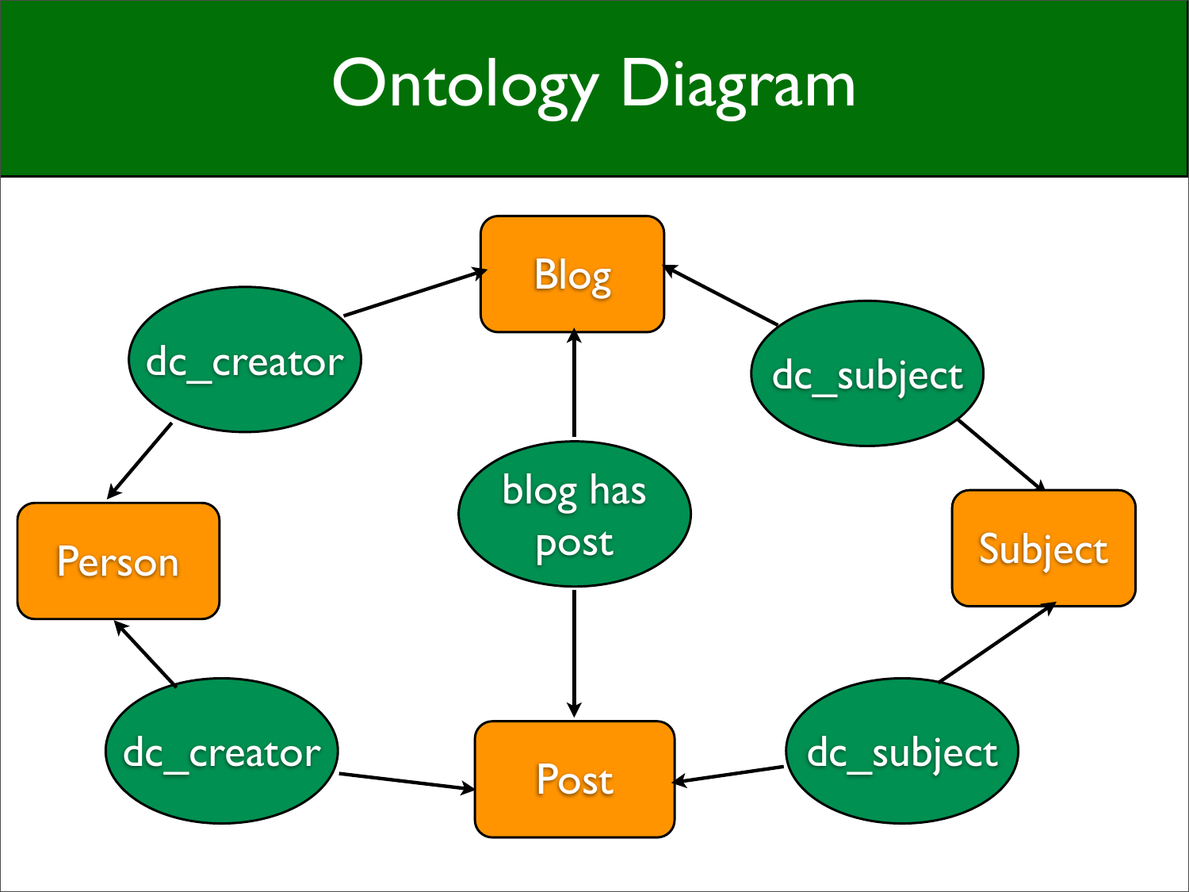# Ontology Diagram

dc_creator

Blog

dc_subject

Person

blog has post

Subject

dc_creator

Post

dc_subject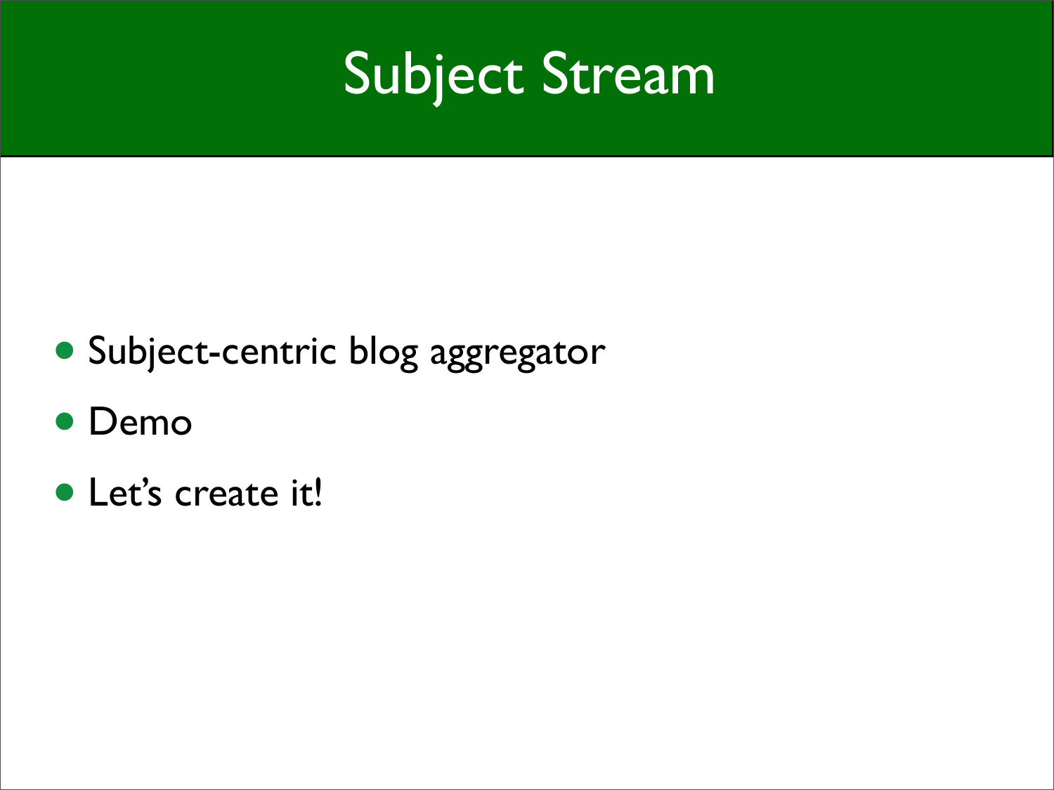# Subject Stream

- Subject-centric blog aggregator
- Demo
- Let's create it!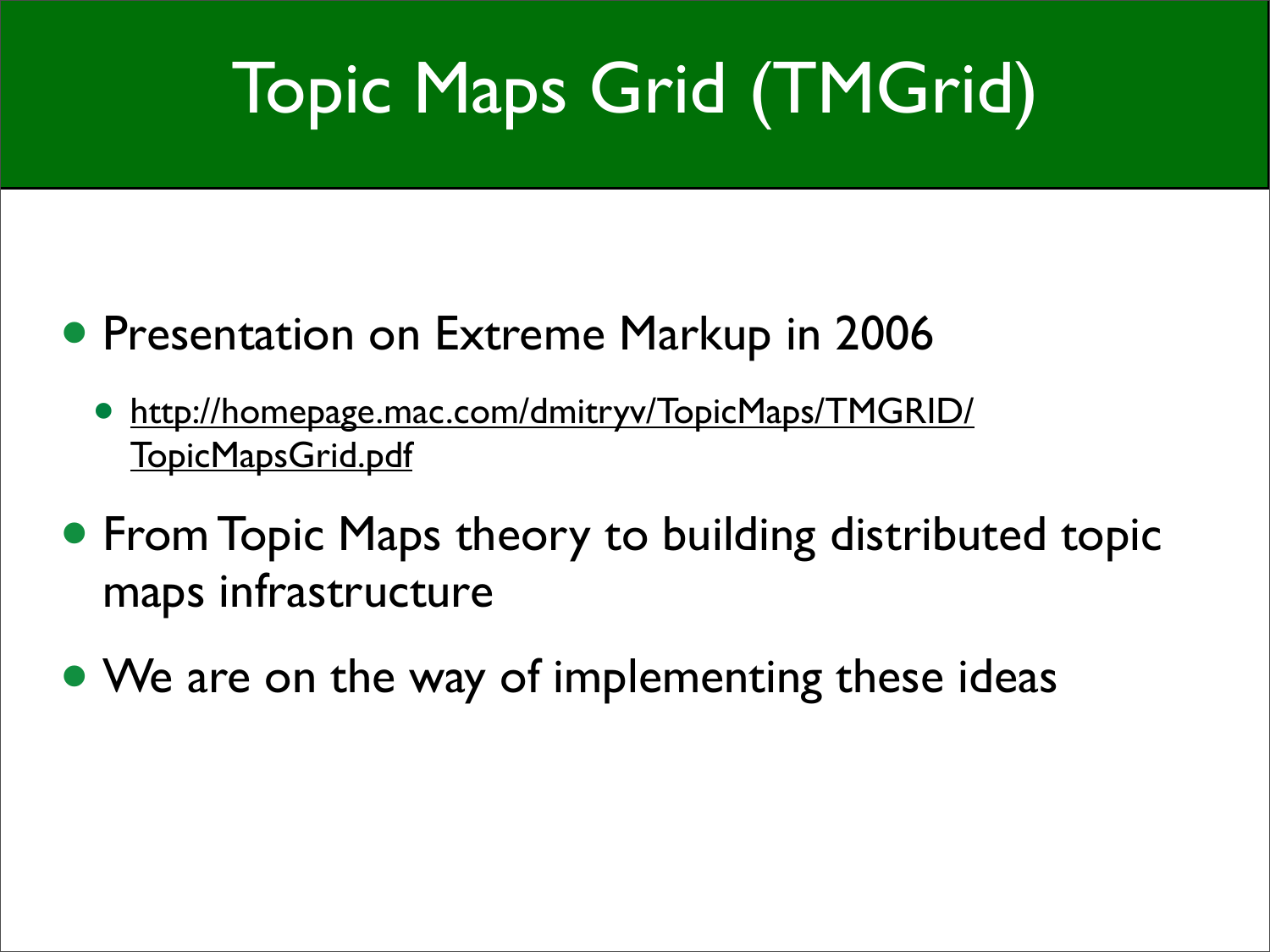# Topic Maps Grid (TMGrid)

- Presentation on Extreme Markup in 2006
  - http://homepage.mac.com/dmitryv/TopicMaps/TMGRID/TopicMapsGrid.pdf
- From Topic Maps theory to building distributed topic maps infrastructure
- We are on the way of implementing these ideas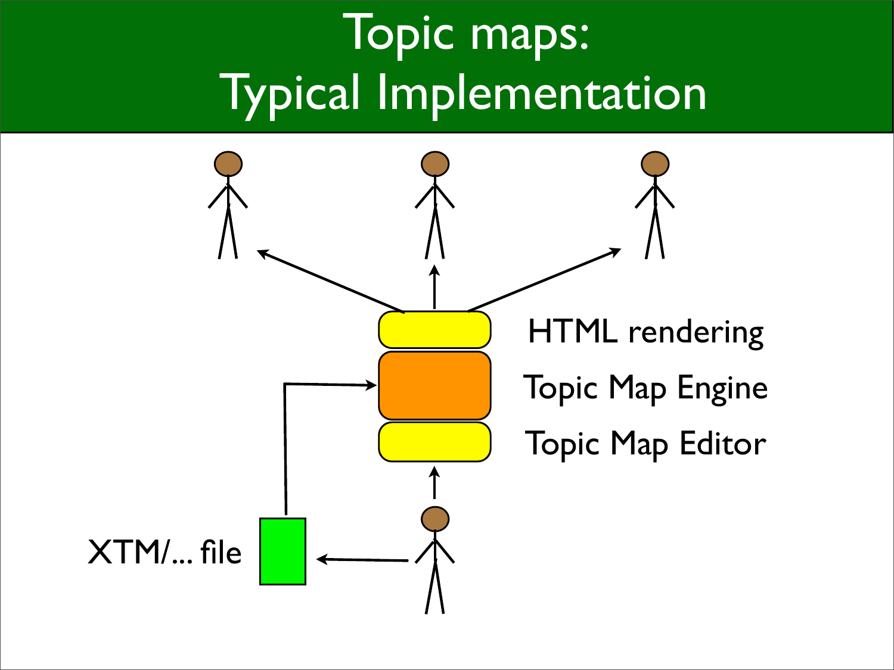# Topic maps: Typical Implementation

HTML rendering

Topic Map Engine

Topic Map Editor

XTM/... file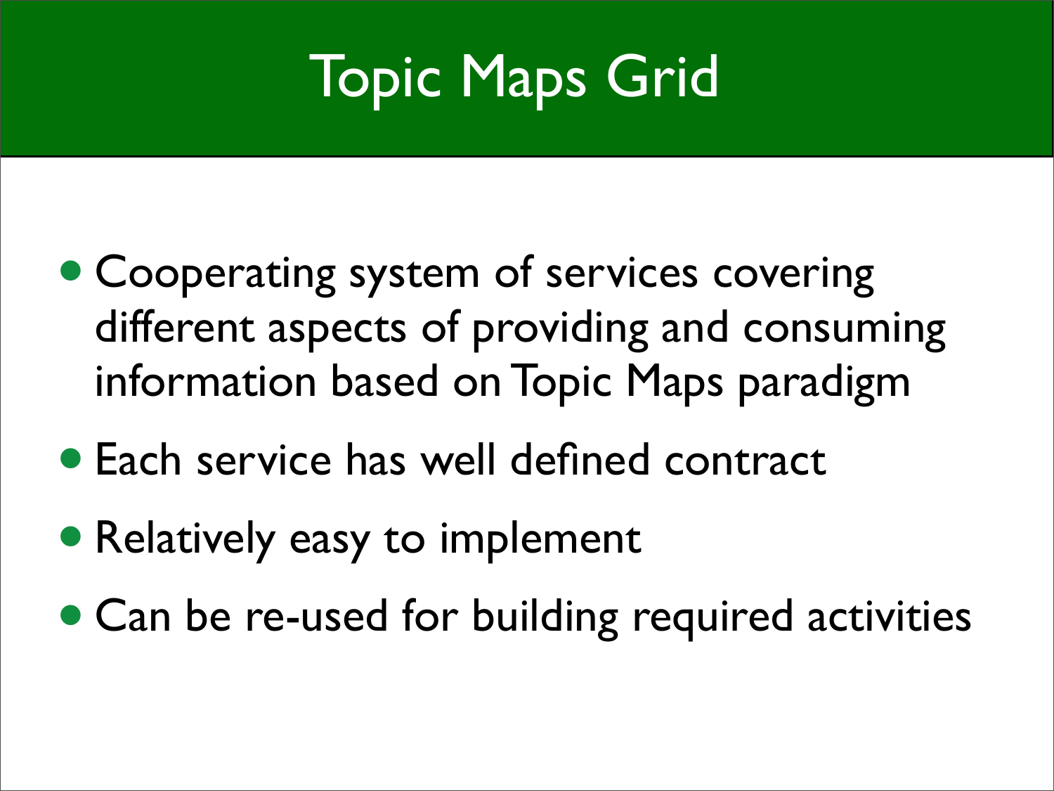# Topic Maps Grid

- Cooperating system of services covering different aspects of providing and consuming information based on Topic Maps paradigm
- Each service has well defined contract
- Relatively easy to implement
- Can be re-used for building required activities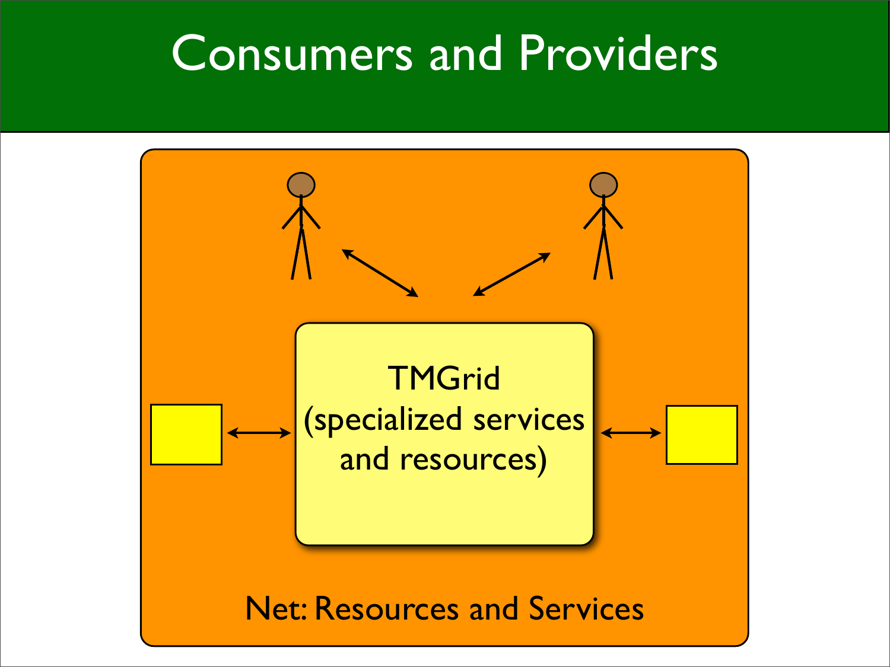# Consumers and Providers

TMGrid
(specialized services and resources)

Net: Resources and Services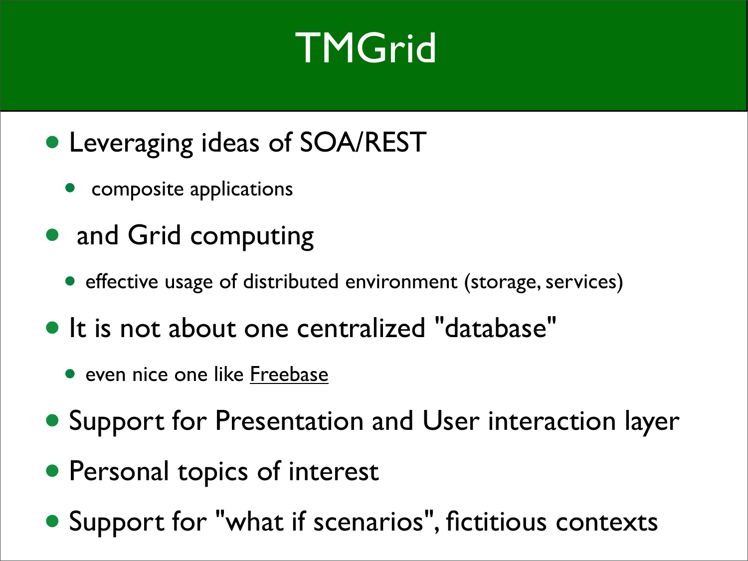# TMGrid

- Leveraging ideas of SOA/REST
  - composite applications
- and Grid computing
  - effective usage of distributed environment (storage, services)
- It is not about one centralized "database"
  - even nice one like Freebase
- Support for Presentation and User interaction layer
- Personal topics of interest
- Support for "what if scenarios", fictitious contexts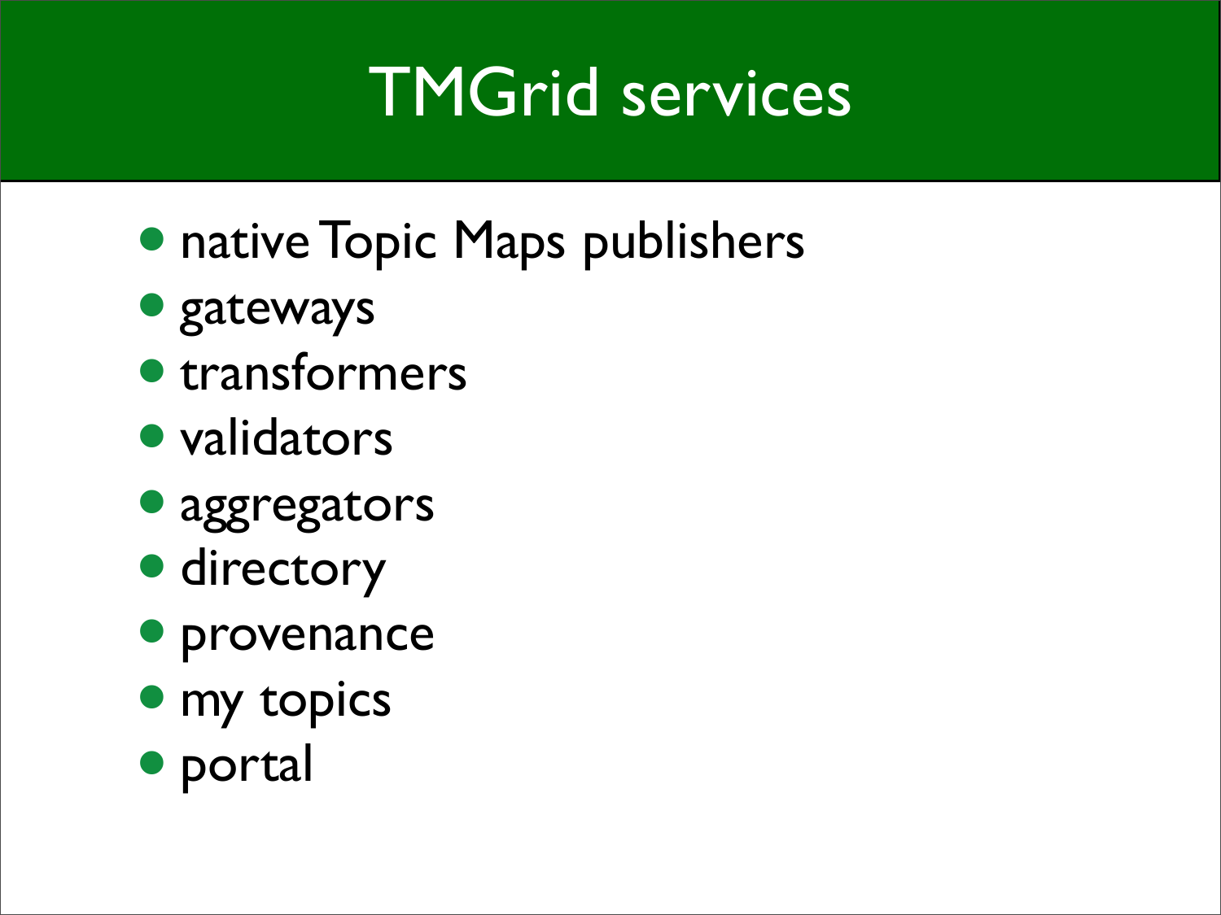# TMGrid services

- native Topic Maps publishers
- gateways
- transformers
- validators
- aggregators
- directory
- provenance
- my topics
- portal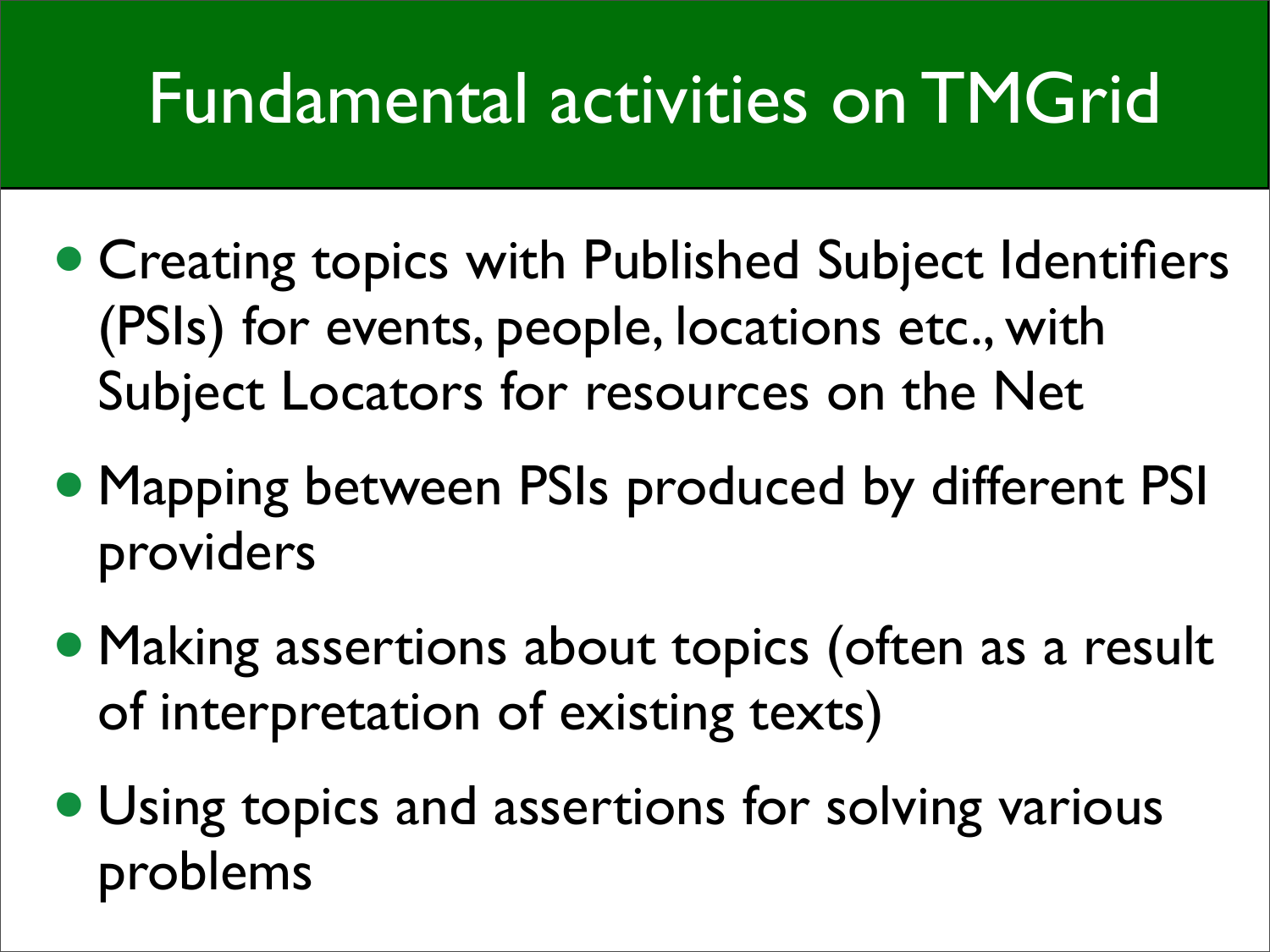# Fundamental activities on TMGrid

- Creating topics with Published Subject Identifiers (PSIs) for events, people, locations etc., with Subject Locators for resources on the Net
- Mapping between PSIs produced by different PSI providers
- Making assertions about topics (often as a result of interpretation of existing texts)
- Using topics and assertions for solving various problems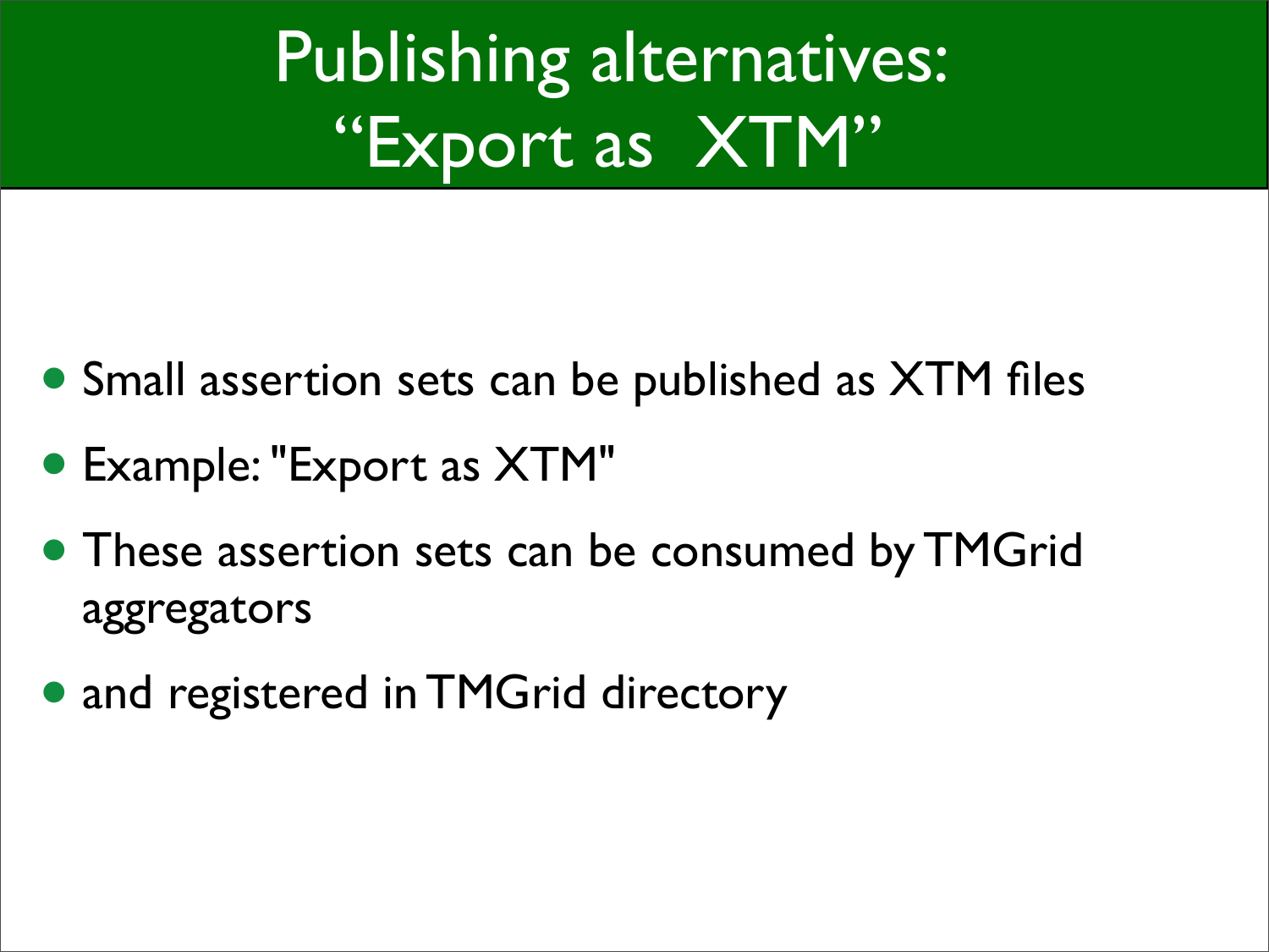# Publishing alternatives: "Export as XTM"

- Small assertion sets can be published as XTM files
- Example: "Export as XTM"
- These assertion sets can be consumed by TMGrid aggregators
- and registered in TMGrid directory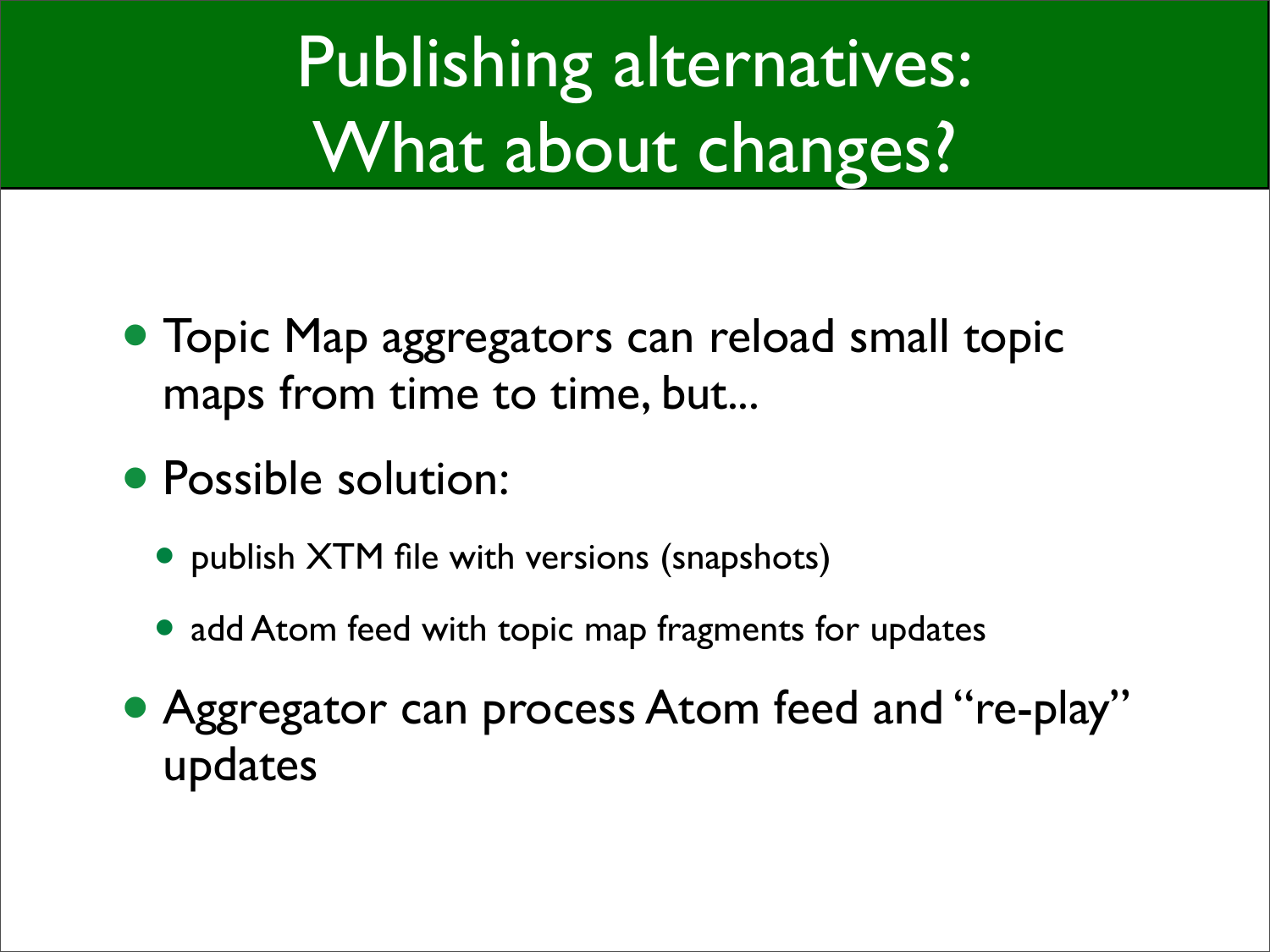# Publishing alternatives: What about changes?

- Topic Map aggregators can reload small topic maps from time to time, but...
- Possible solution:
  - publish XTM file with versions (snapshots)
  - add Atom feed with topic map fragments for updates
- Aggregator can process Atom feed and "re-play" updates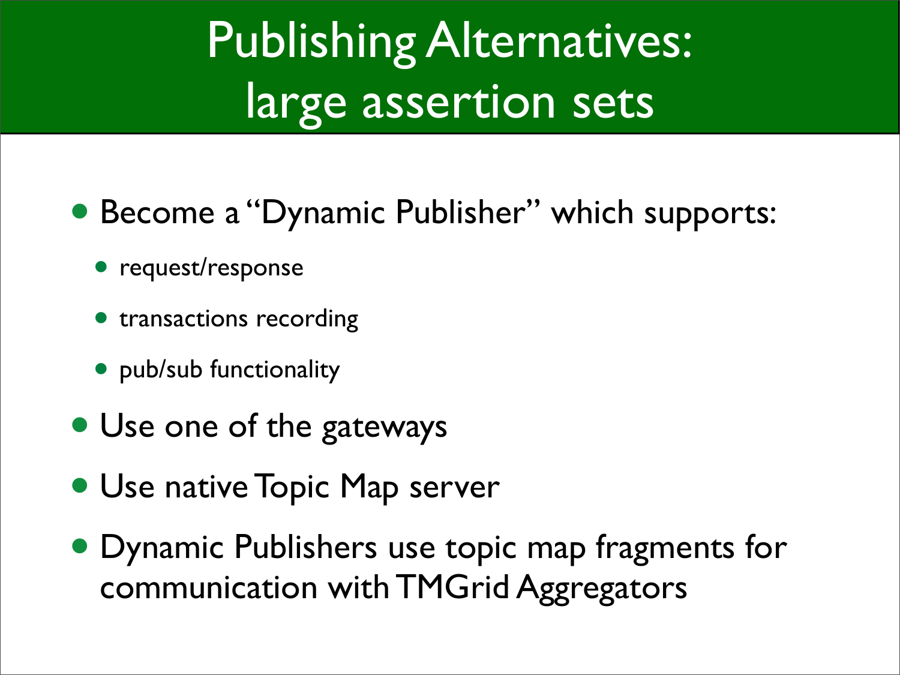# Publishing Alternatives: large assertion sets

- Become a "Dynamic Publisher" which supports:
  - request/response
  - transactions recording
  - pub/sub functionality
- Use one of the gateways
- Use native Topic Map server
- Dynamic Publishers use topic map fragments for communication with TMGrid Aggregators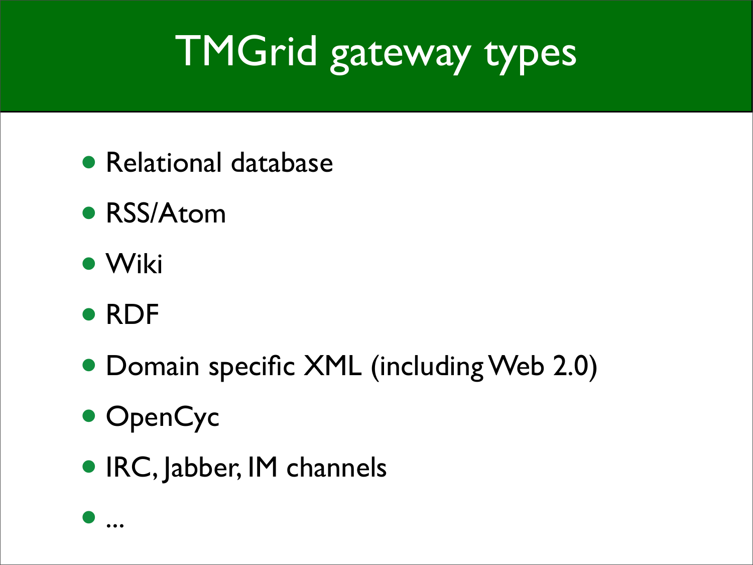# TMGrid gateway types

- Relational database
- RSS/Atom
- Wiki
- RDF
- Domain specific XML (including Web 2.0)
- OpenCyc
- IRC, Jabber, IM channels
- ...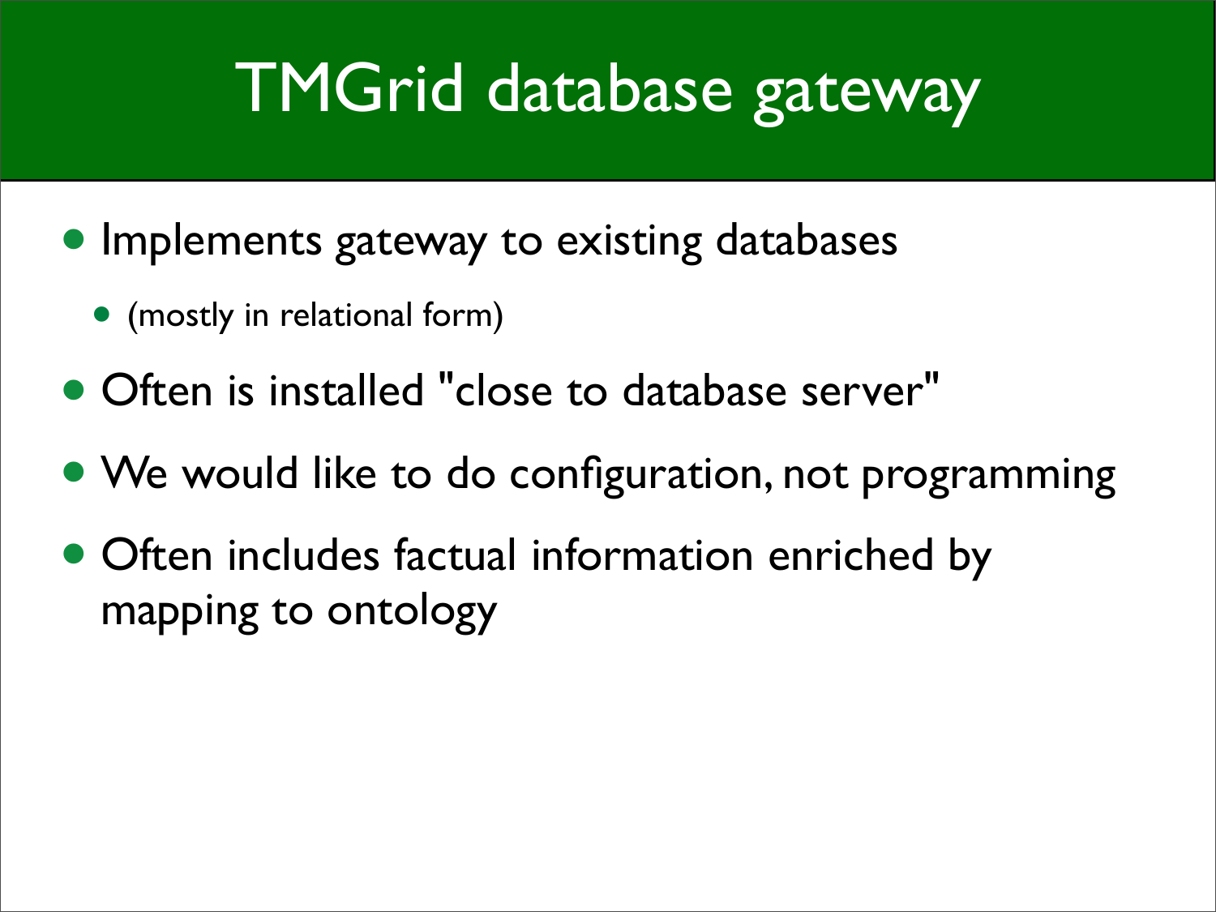# TMGrid database gateway

- Implements gateway to existing databases
  - (mostly in relational form)
- Often is installed "close to database server"
- We would like to do configuration, not programming
- Often includes factual information enriched by mapping to ontology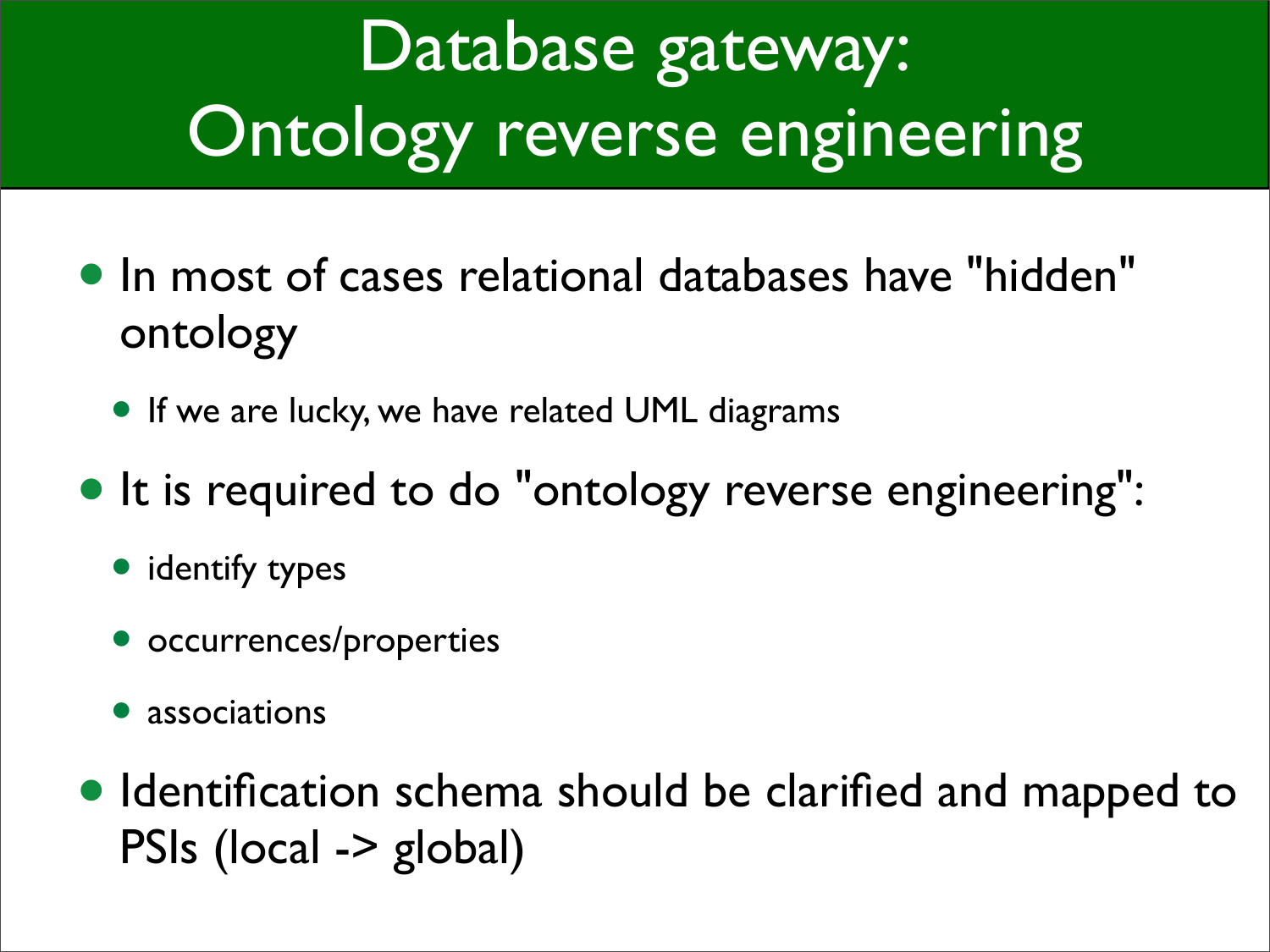# Database gateway: Ontology reverse engineering

- In most of cases relational databases have "hidden" ontology
  - If we are lucky, we have related UML diagrams
- It is required to do "ontology reverse engineering":
  - identify types
  - occurrences/properties
  - associations
- Identification schema should be clarified and mapped to PSIs (local -> global)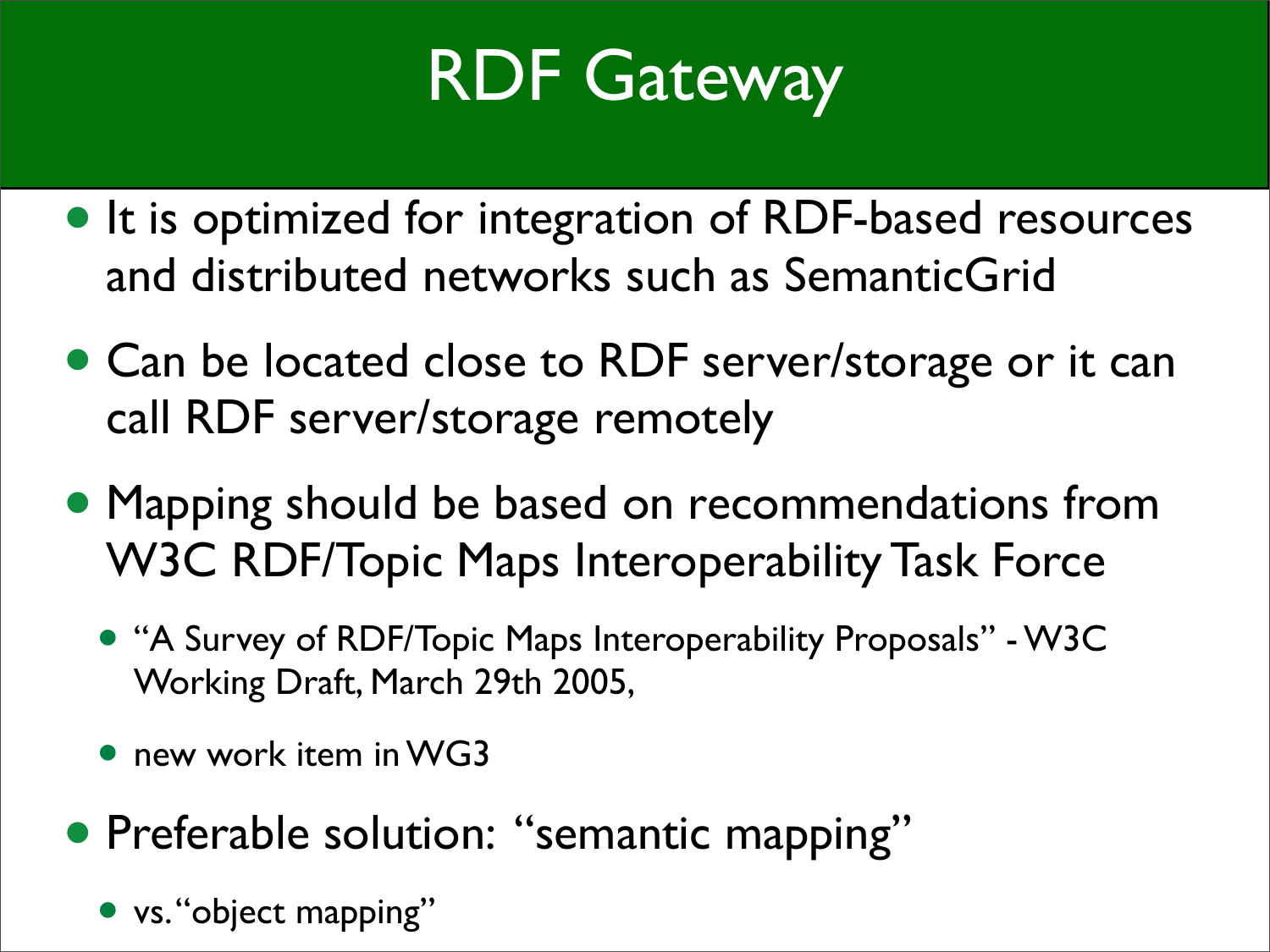# RDF Gateway

- It is optimized for integration of RDF-based resources and distributed networks such as SemanticGrid
- Can be located close to RDF server/storage or it can call RDF server/storage remotely
- Mapping should be based on recommendations from W3C RDF/Topic Maps Interoperability Task Force
  - "A Survey of RDF/Topic Maps Interoperability Proposals" - W3C Working Draft, March 29th 2005,
  - new work item in WG3
- Preferable solution: "semantic mapping"
  - vs. "object mapping"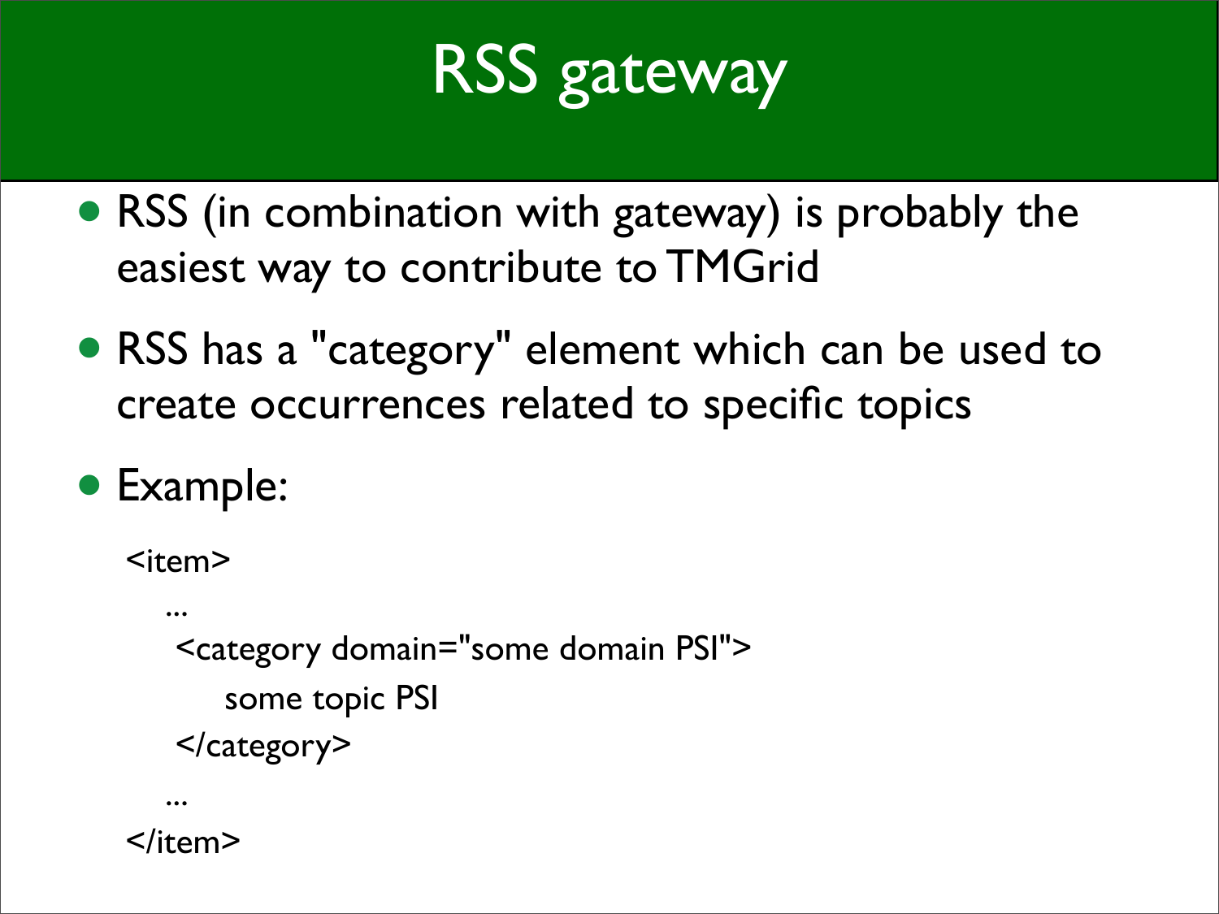# RSS gateway

- RSS (in combination with gateway) is probably the easiest way to contribute to TMGrid
- RSS has a "category" element which can be used to create occurrences related to specific topics
- Example:

```
<item>
   ...
    <category domain="some domain PSI">
        some topic PSI
    </category>
   ...
</item>
```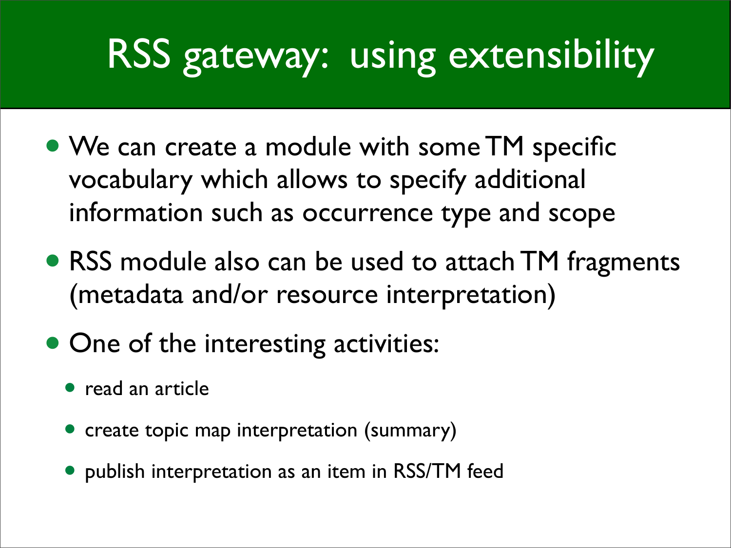# RSS gateway: using extensibility

- We can create a module with some TM specific vocabulary which allows to specify additional information such as occurrence type and scope
- RSS module also can be used to attach TM fragments (metadata and/or resource interpretation)
- One of the interesting activities:
  - read an article
  - create topic map interpretation (summary)
  - publish interpretation as an item in RSS/TM feed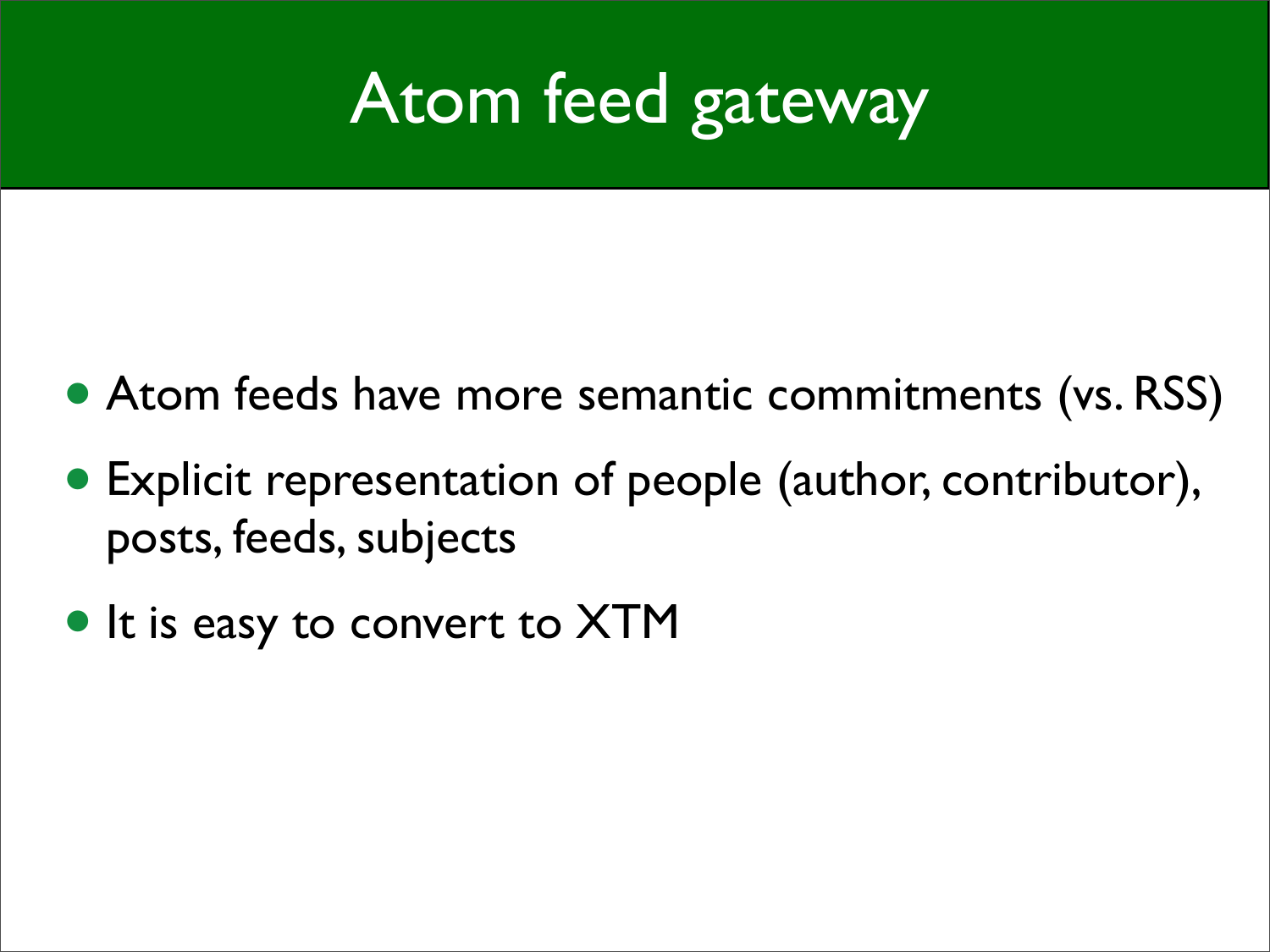# Atom feed gateway

- Atom feeds have more semantic commitments (vs. RSS)
- Explicit representation of people (author, contributor), posts, feeds, subjects
- It is easy to convert to XTM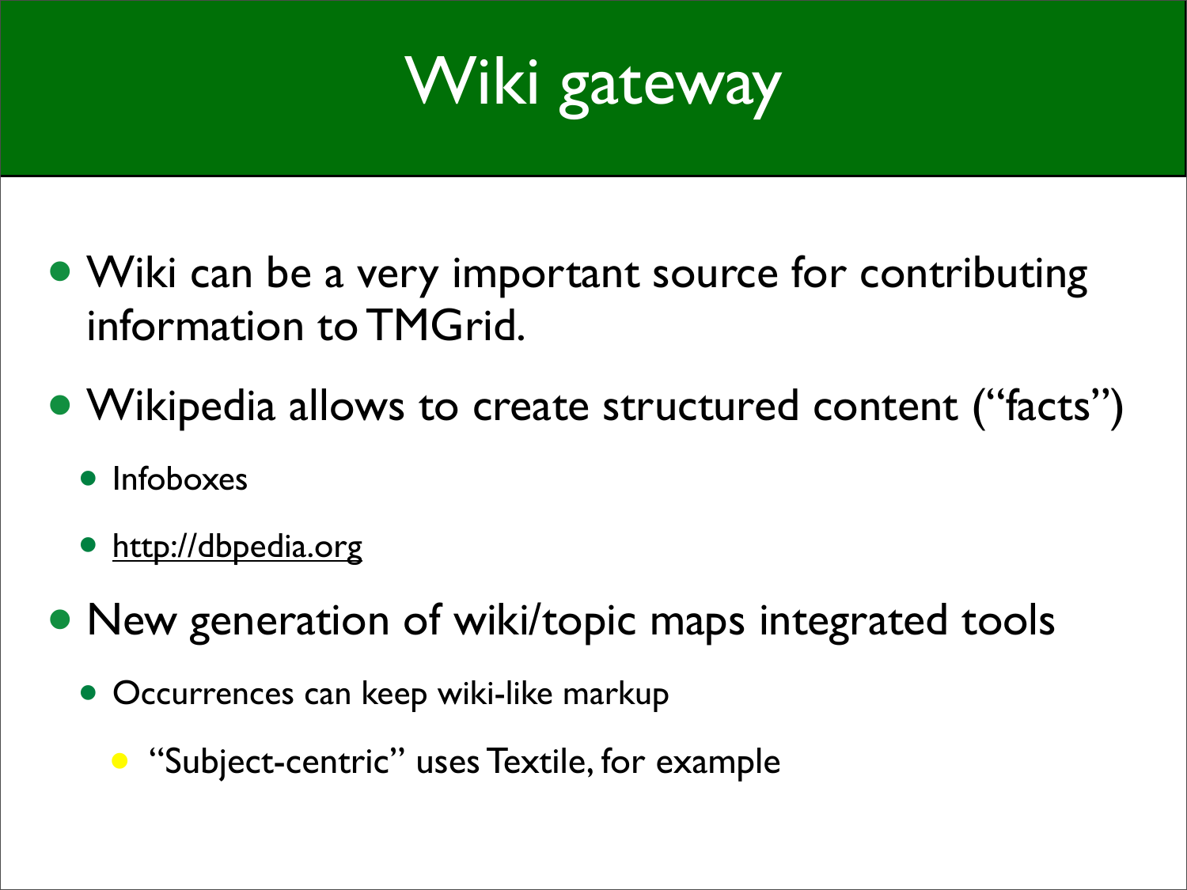# Wiki gateway

- Wiki can be a very important source for contributing information to TMGrid.
- Wikipedia allows to create structured content ("facts")
  - Infoboxes
  - http://dbpedia.org
- New generation of wiki/topic maps integrated tools
  - Occurrences can keep wiki-like markup
    - "Subject-centric" uses Textile, for example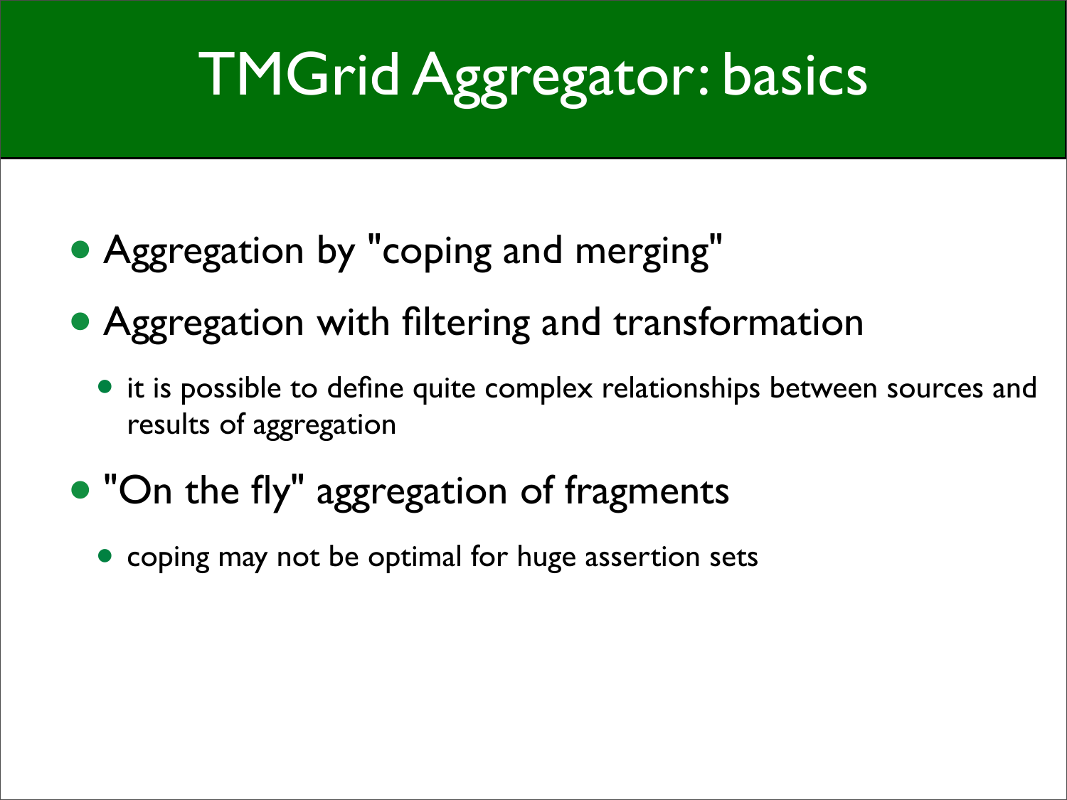# TMGrid Aggregator: basics

- Aggregation by "coping and merging"
- Aggregation with filtering and transformation
  - it is possible to define quite complex relationships between sources and results of aggregation
- "On the fly" aggregation of fragments
  - coping may not be optimal for huge assertion sets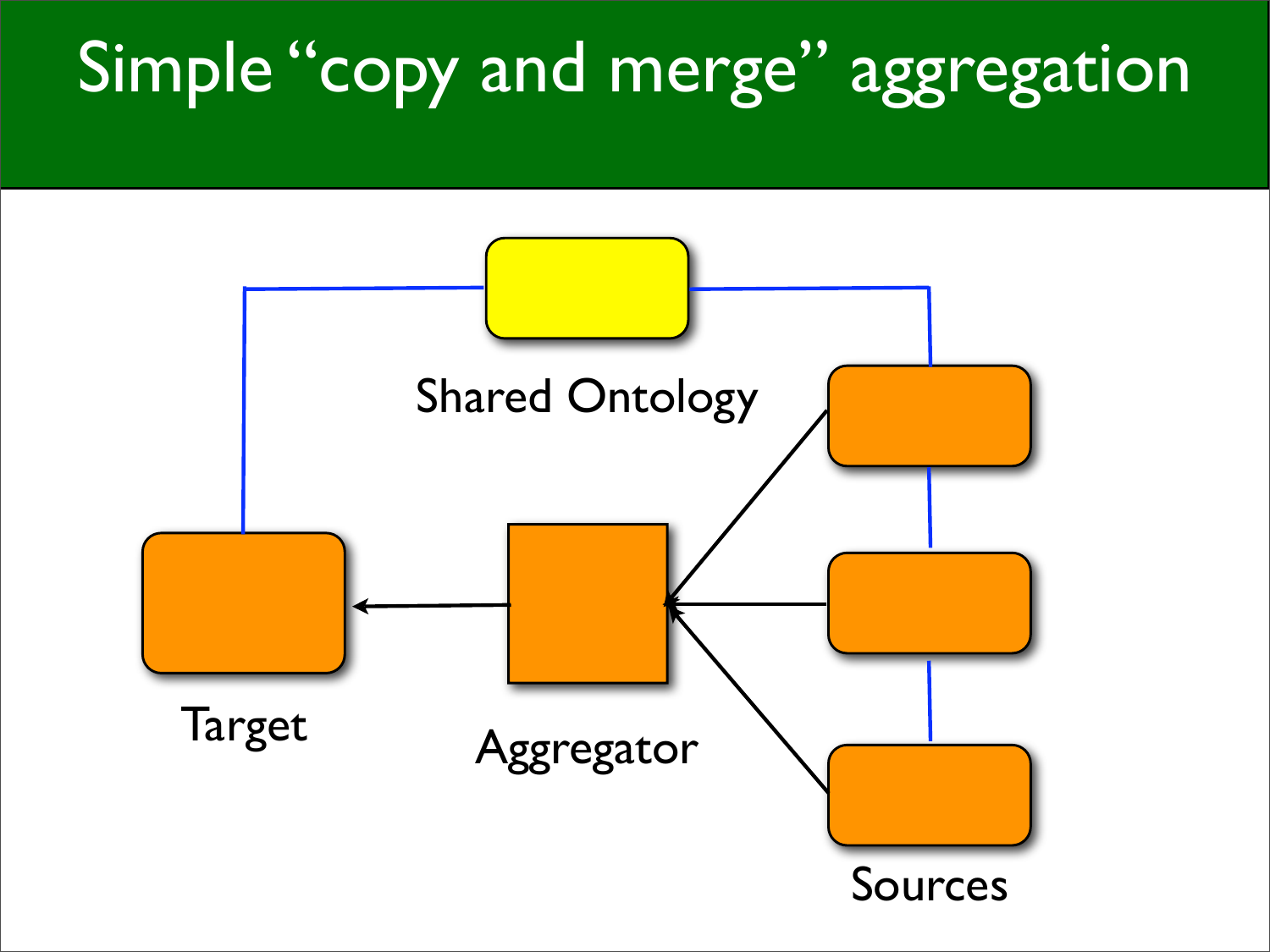# Simple "copy and merge" aggregation

Shared Ontology

Target

Aggregator

Sources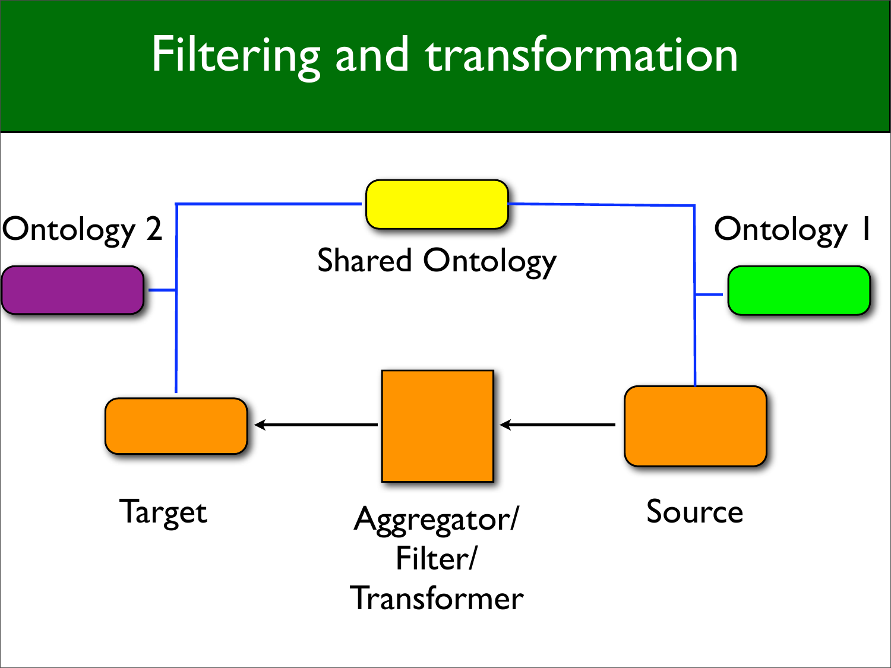# Filtering and transformation

Ontology 2

Shared Ontology

Ontology 1

Target

Aggregator/
Filter/
Transformer

Source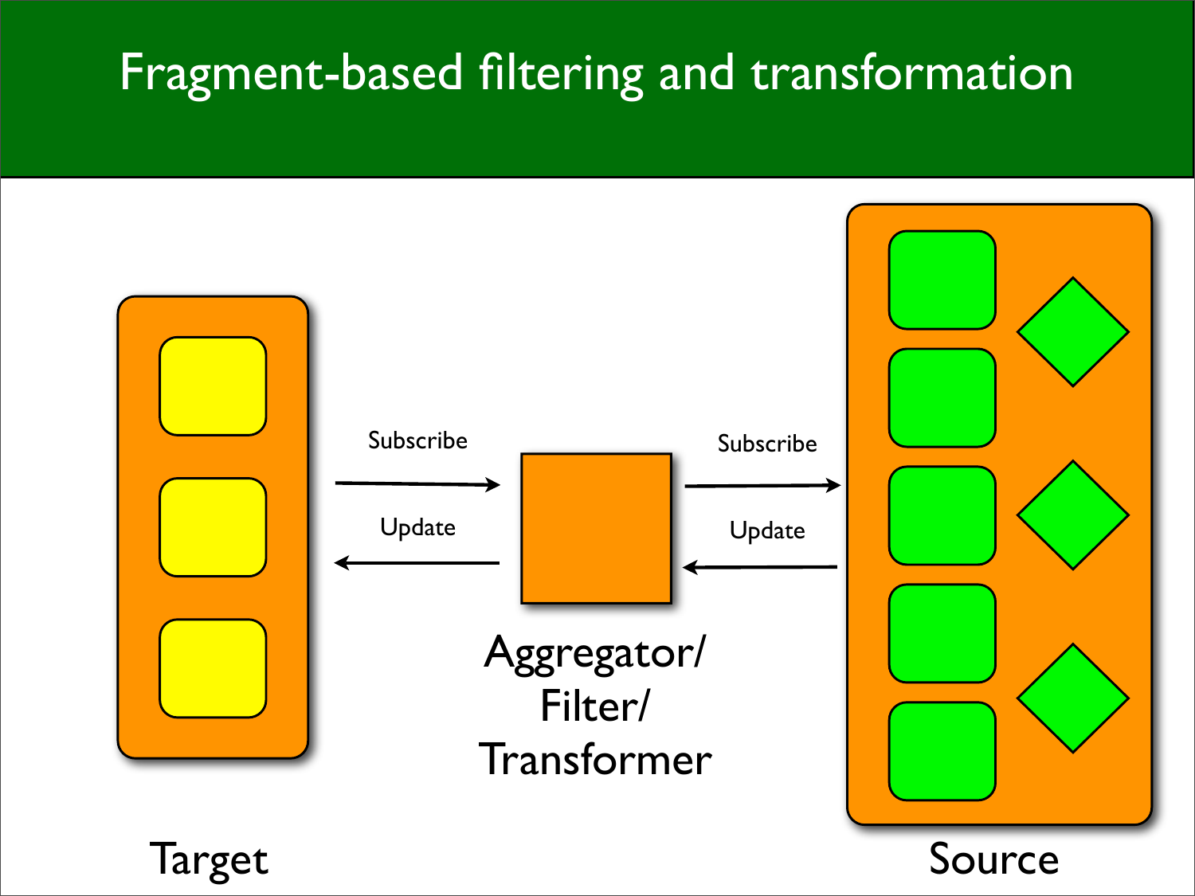# Fragment-based filtering and transformation

Subscribe

Update

Subscribe

Update

Aggregator/
Filter/
Transformer

Target

Source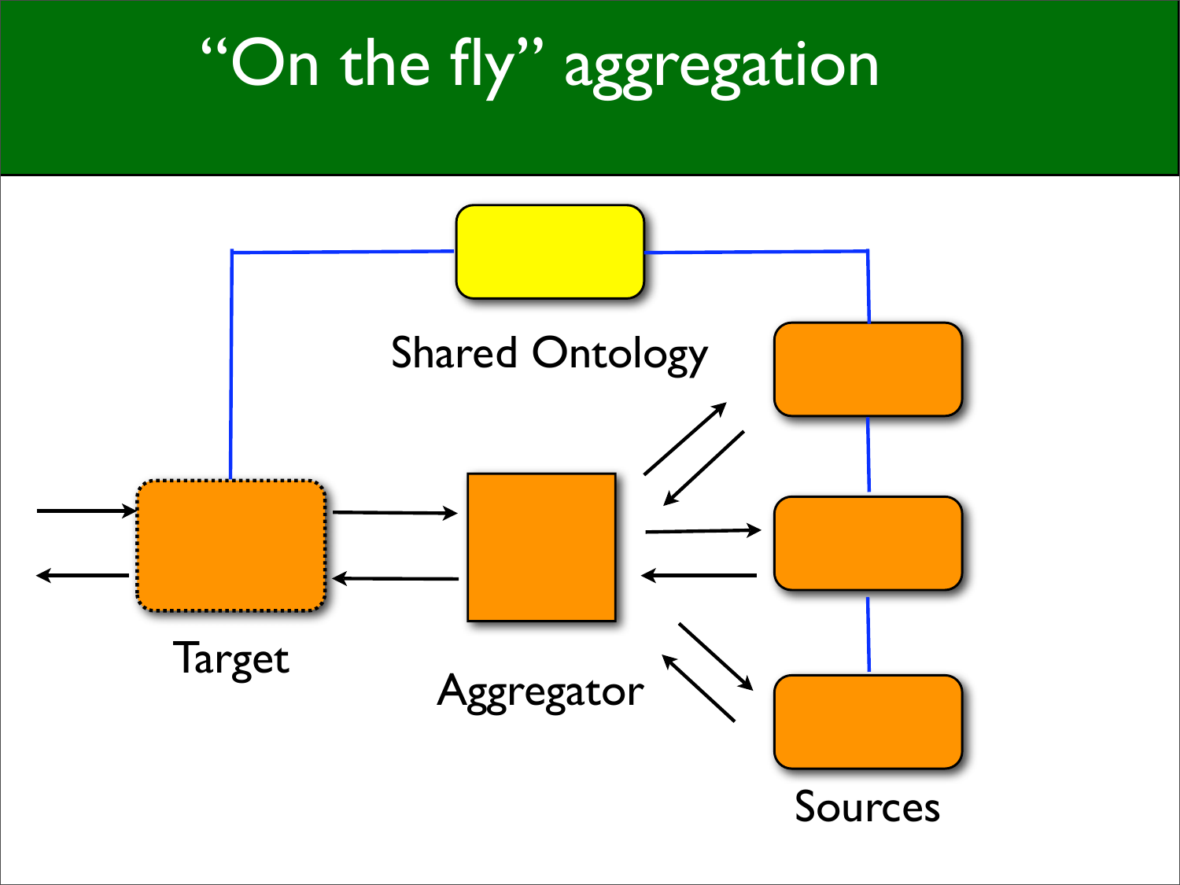# “On the fly” aggregation

Shared Ontology

Target

Aggregator

Sources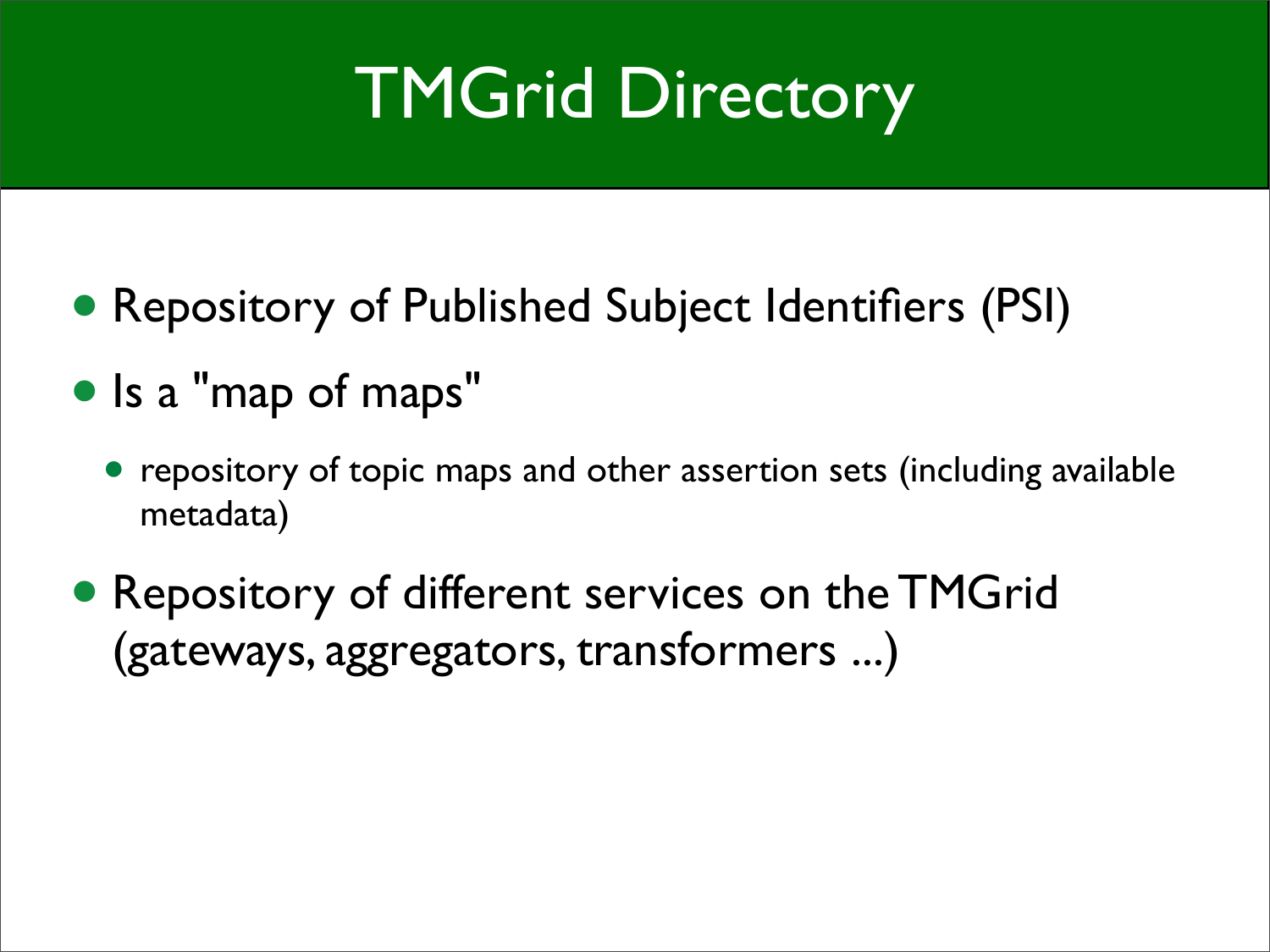# TMGrid Directory

- Repository of Published Subject Identifiers (PSI)
- Is a "map of maps"
  - repository of topic maps and other assertion sets (including available metadata)
- Repository of different services on the TMGrid (gateways, aggregators, transformers ...)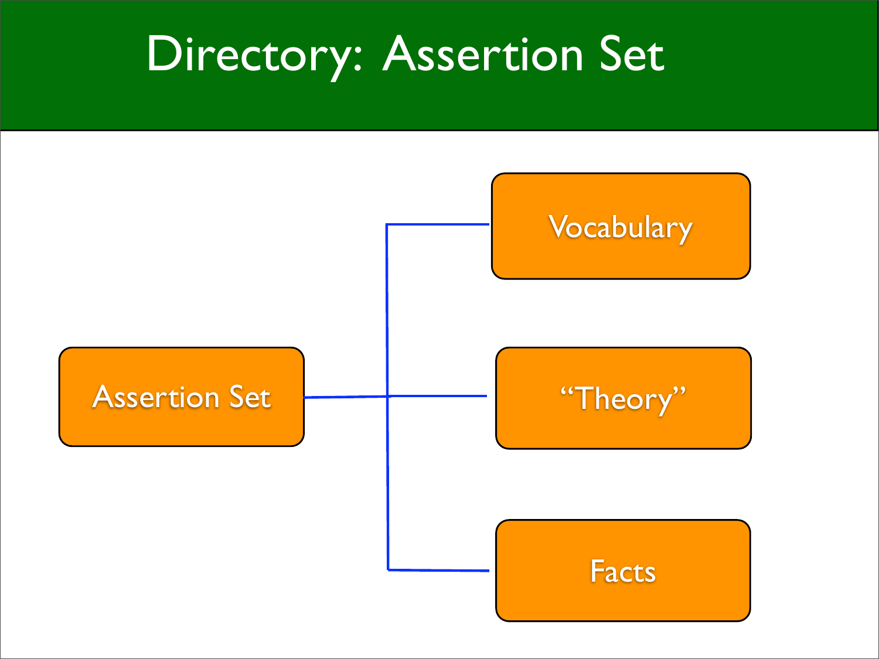# Directory: Assertion Set

- Assertion Set
  - Vocabulary
  - "Theory"
  - Facts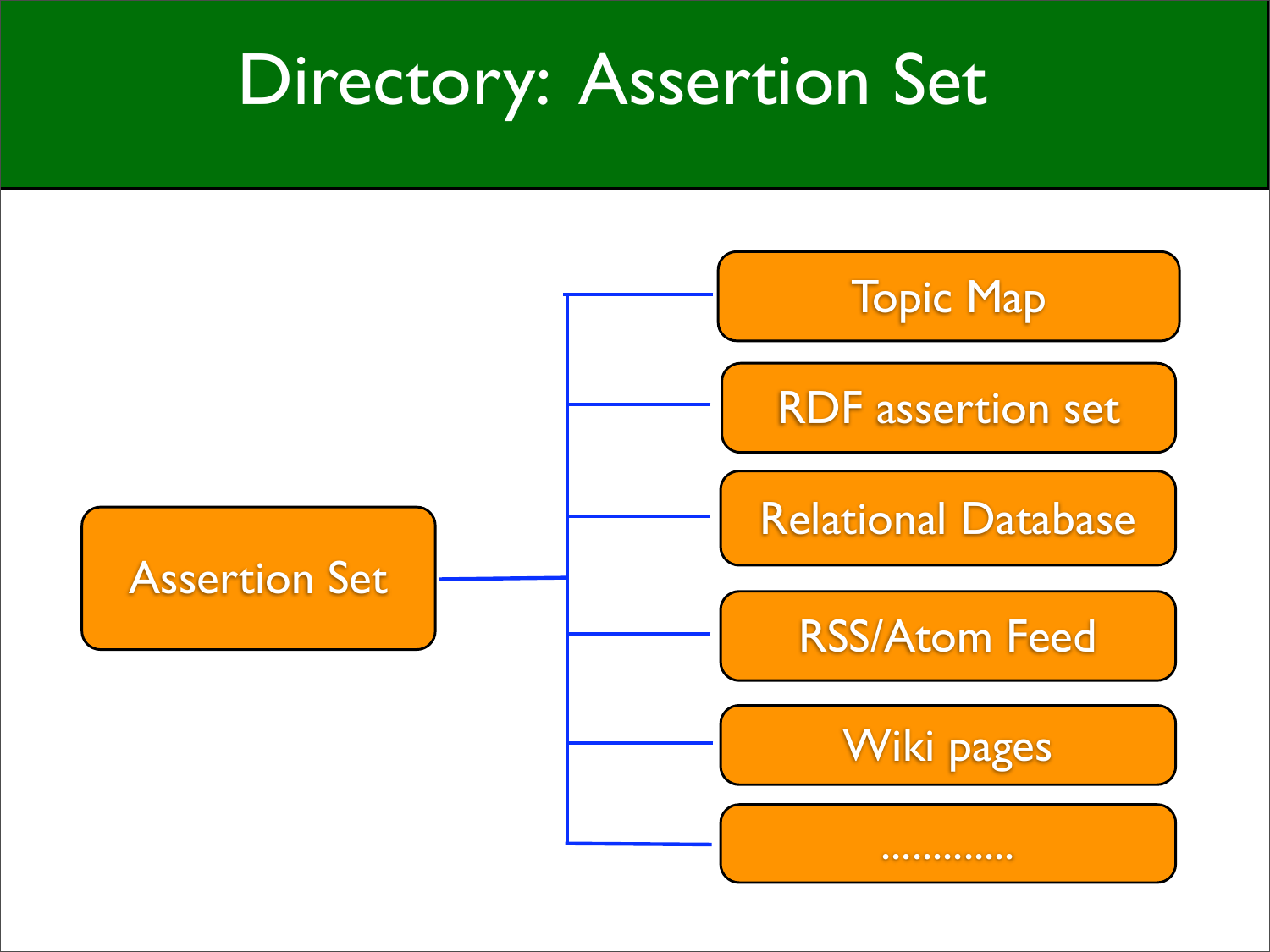# Directory: Assertion Set

- Assertion Set
  - Topic Map
  - RDF assertion set
  - Relational Database
  - RSS/Atom Feed
  - Wiki pages
  - ............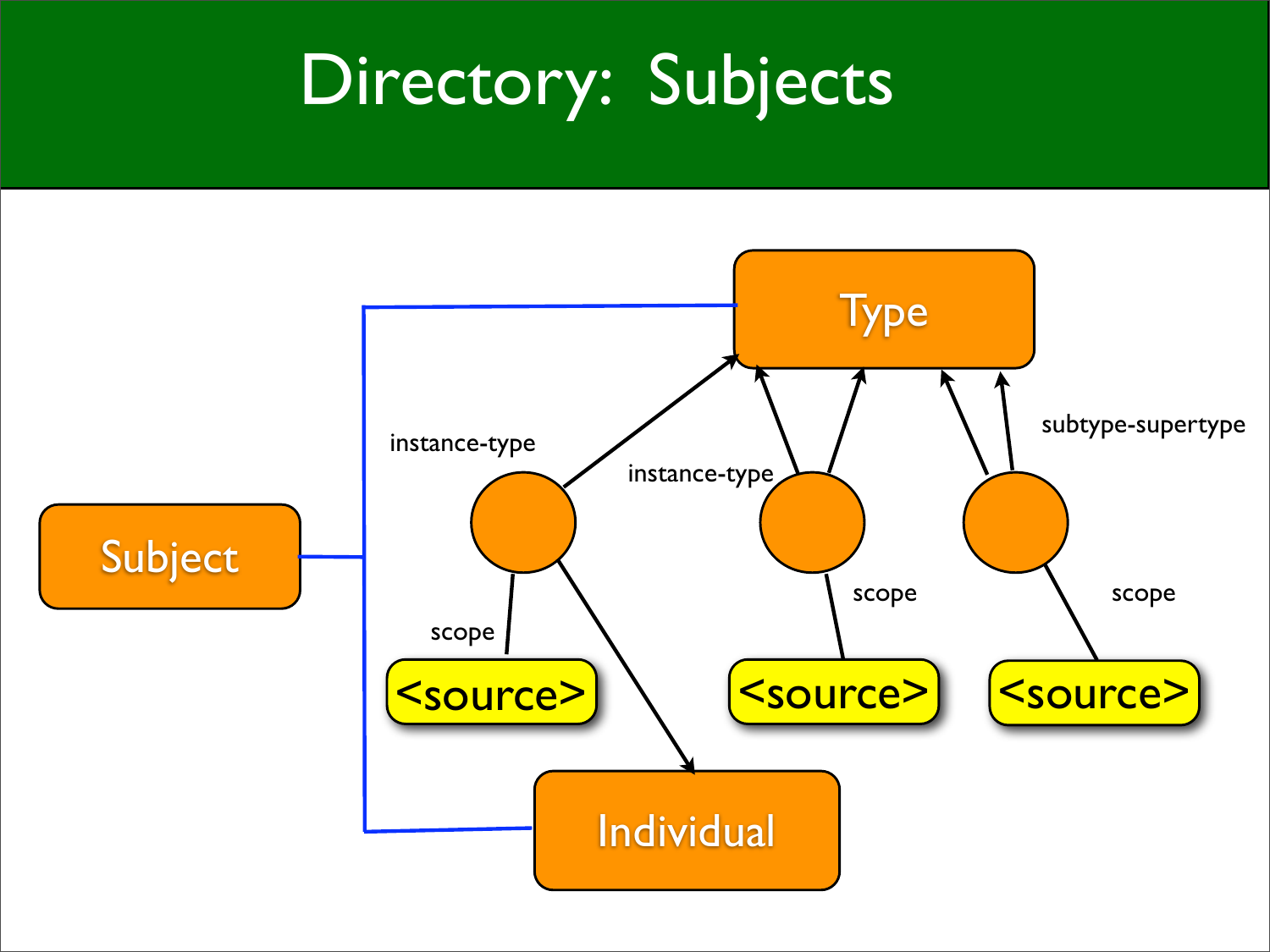# Directory: Subjects

Type

Subject

Individual

instance-type

instance-type

subtype-supertype

scope

scope

scope

<source>

<source>

<source>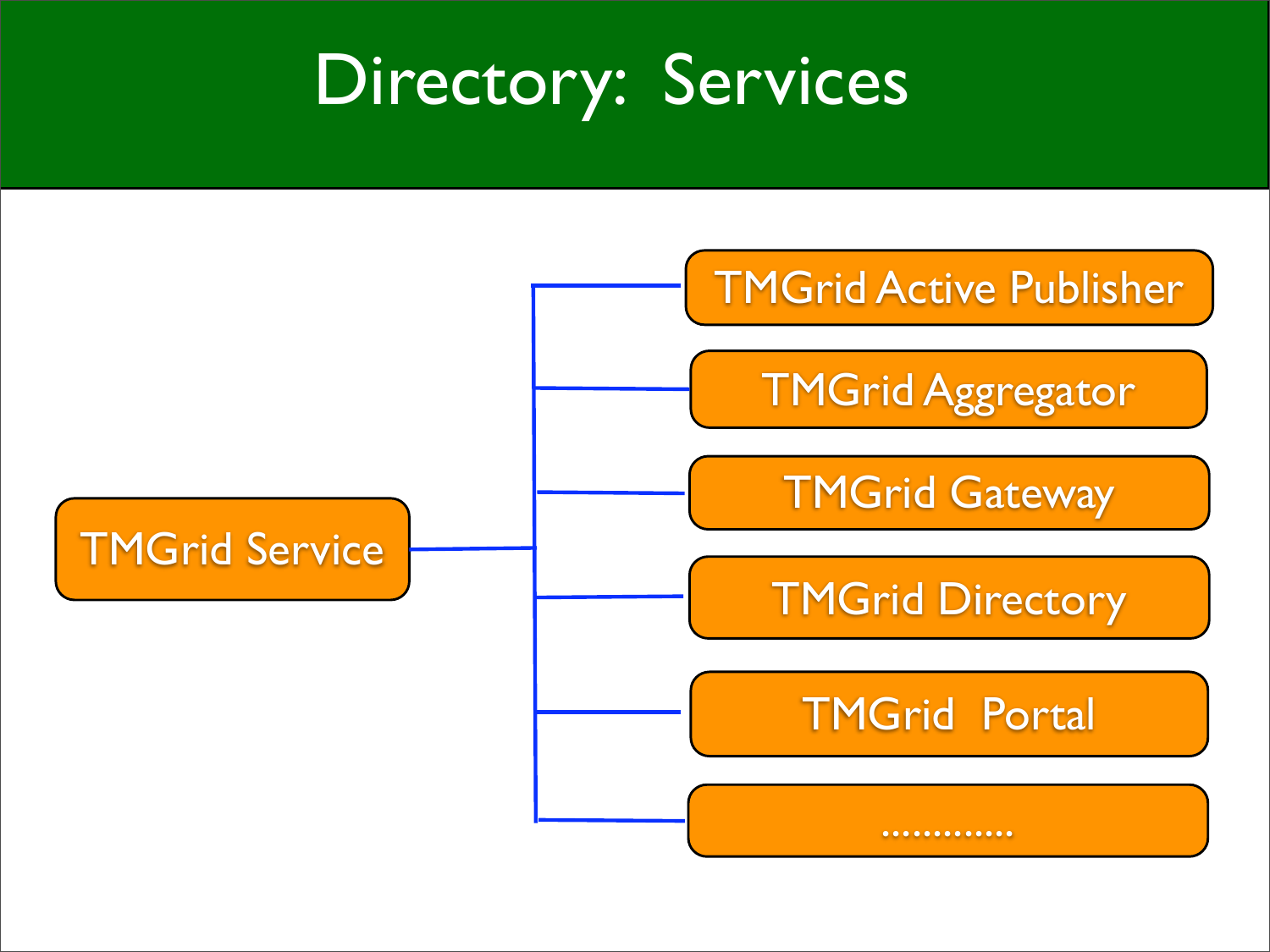# Directory: Services

- TMGrid Service
  - TMGrid Active Publisher
  - TMGrid Aggregator
  - TMGrid Gateway
  - TMGrid Directory
  - TMGrid Portal
  - .............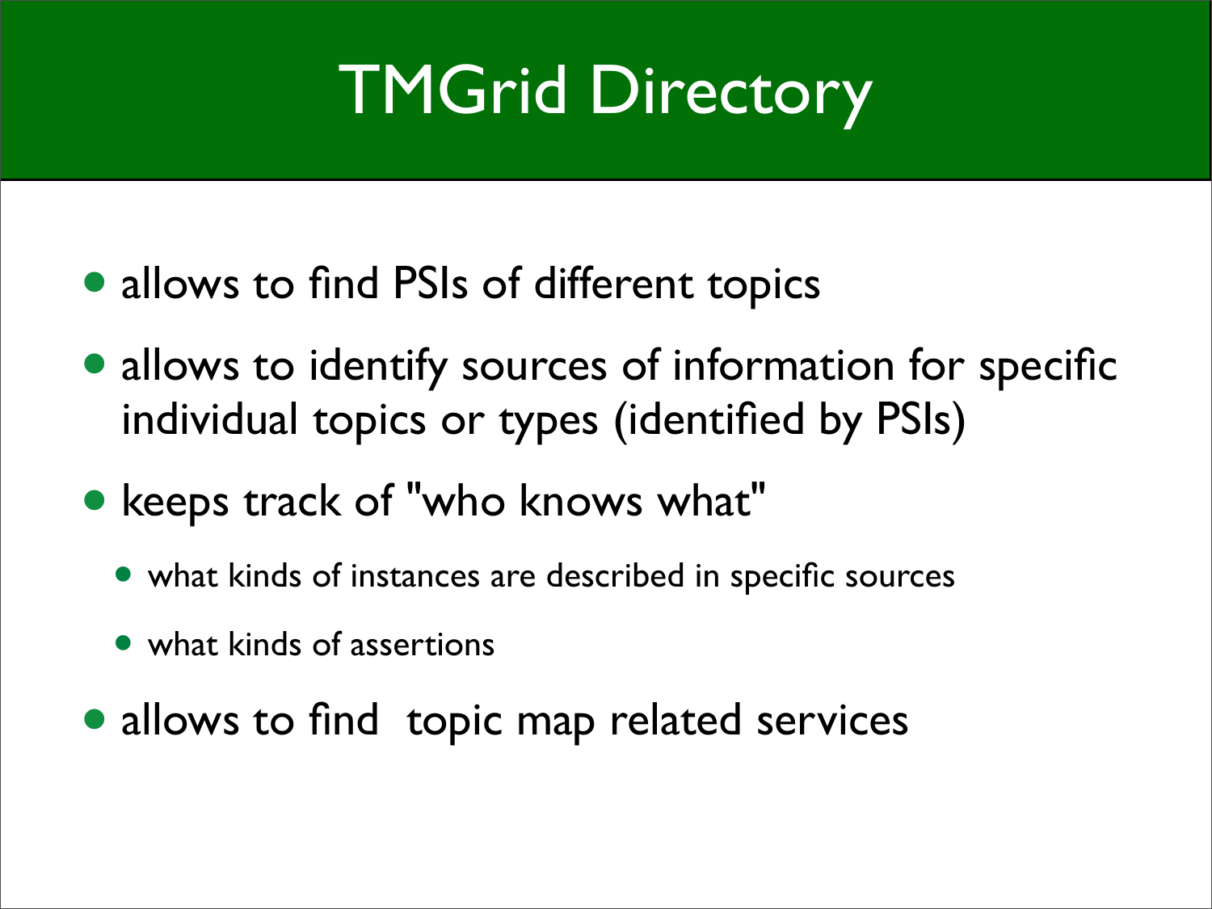# TMGrid Directory

- allows to find PSIs of different topics
- allows to identify sources of information for specific individual topics or types (identified by PSIs)
- keeps track of "who knows what"
  - what kinds of instances are described in specific sources
  - what kinds of assertions
- allows to find  topic map related services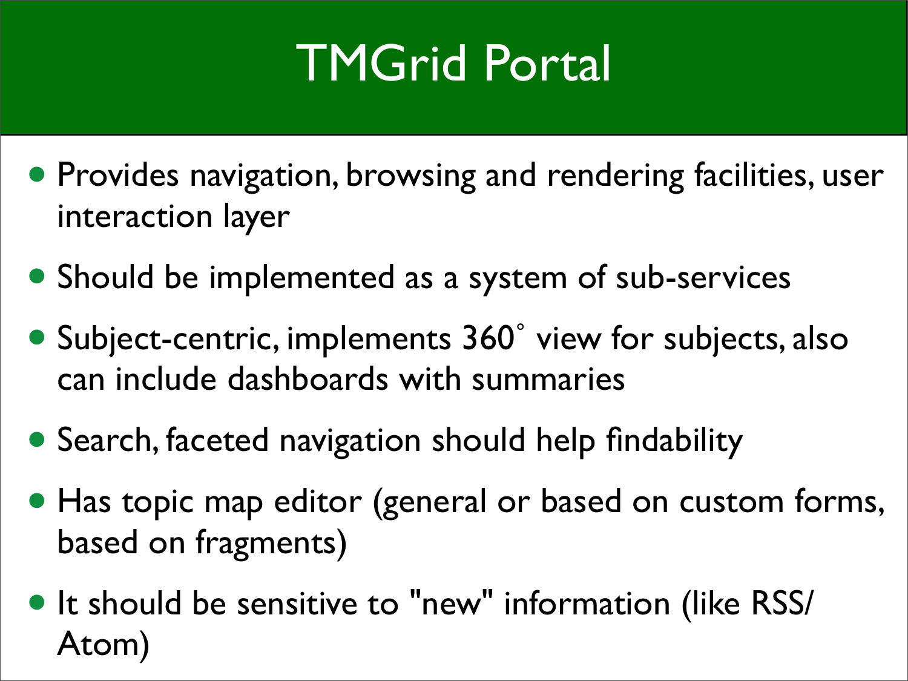# TMGrid Portal

- Provides navigation, browsing and rendering facilities, user interaction layer
- Should be implemented as a system of sub-services
- Subject-centric, implements 360˚ view for subjects, also can include dashboards with summaries
- Search, faceted navigation should help findability
- Has topic map editor (general or based on custom forms, based on fragments)
- It should be sensitive to "new" information (like RSS/Atom)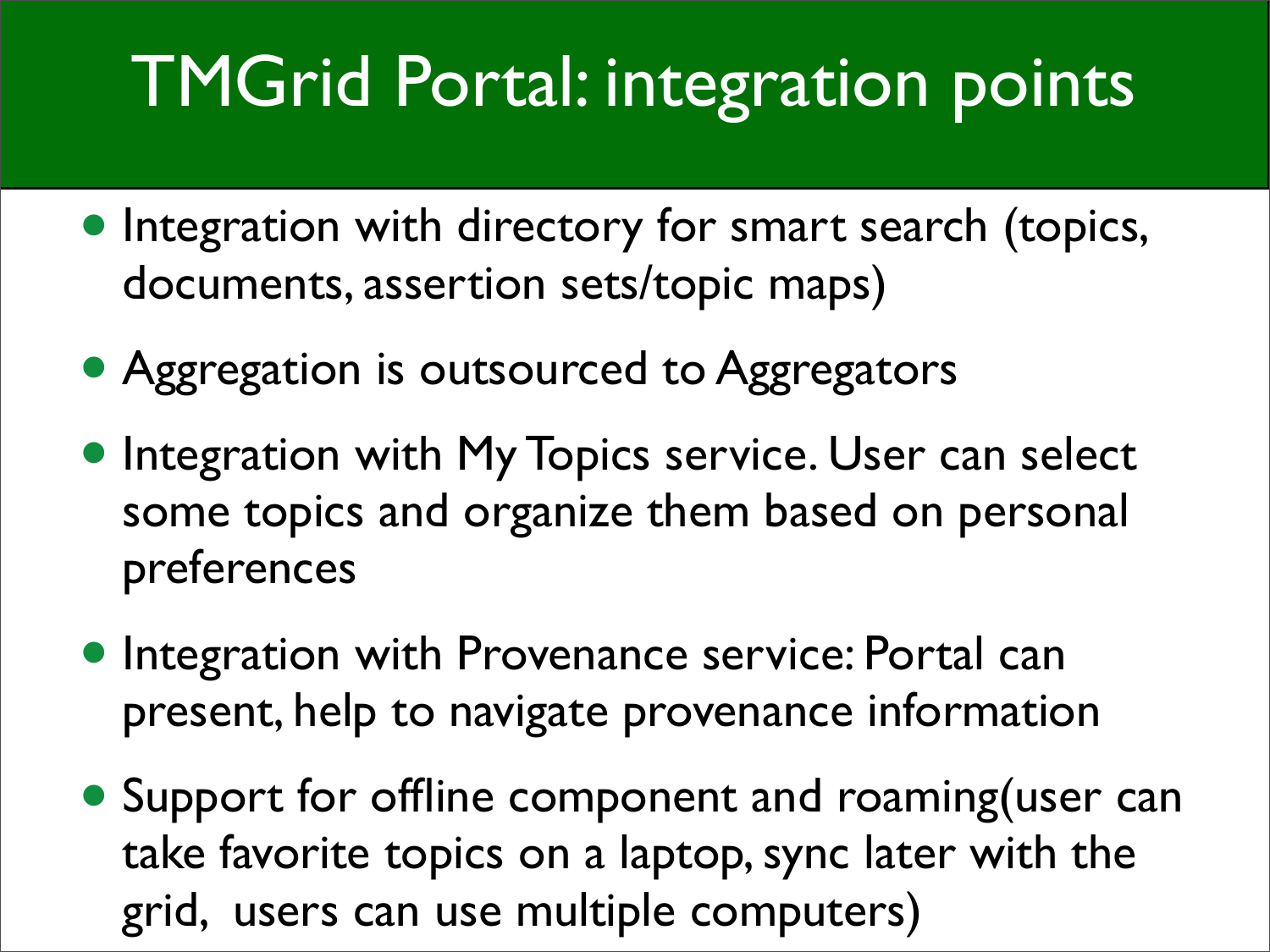# TMGrid Portal: integration points

- Integration with directory for smart search (topics, documents, assertion sets/topic maps)
- Aggregation is outsourced to Aggregators
- Integration with My Topics service. User can select some topics and organize them based on personal preferences
- Integration with Provenance service: Portal can present, help to navigate provenance information
- Support for offline component and roaming(user can take favorite topics on a laptop, sync later with the grid, users can use multiple computers)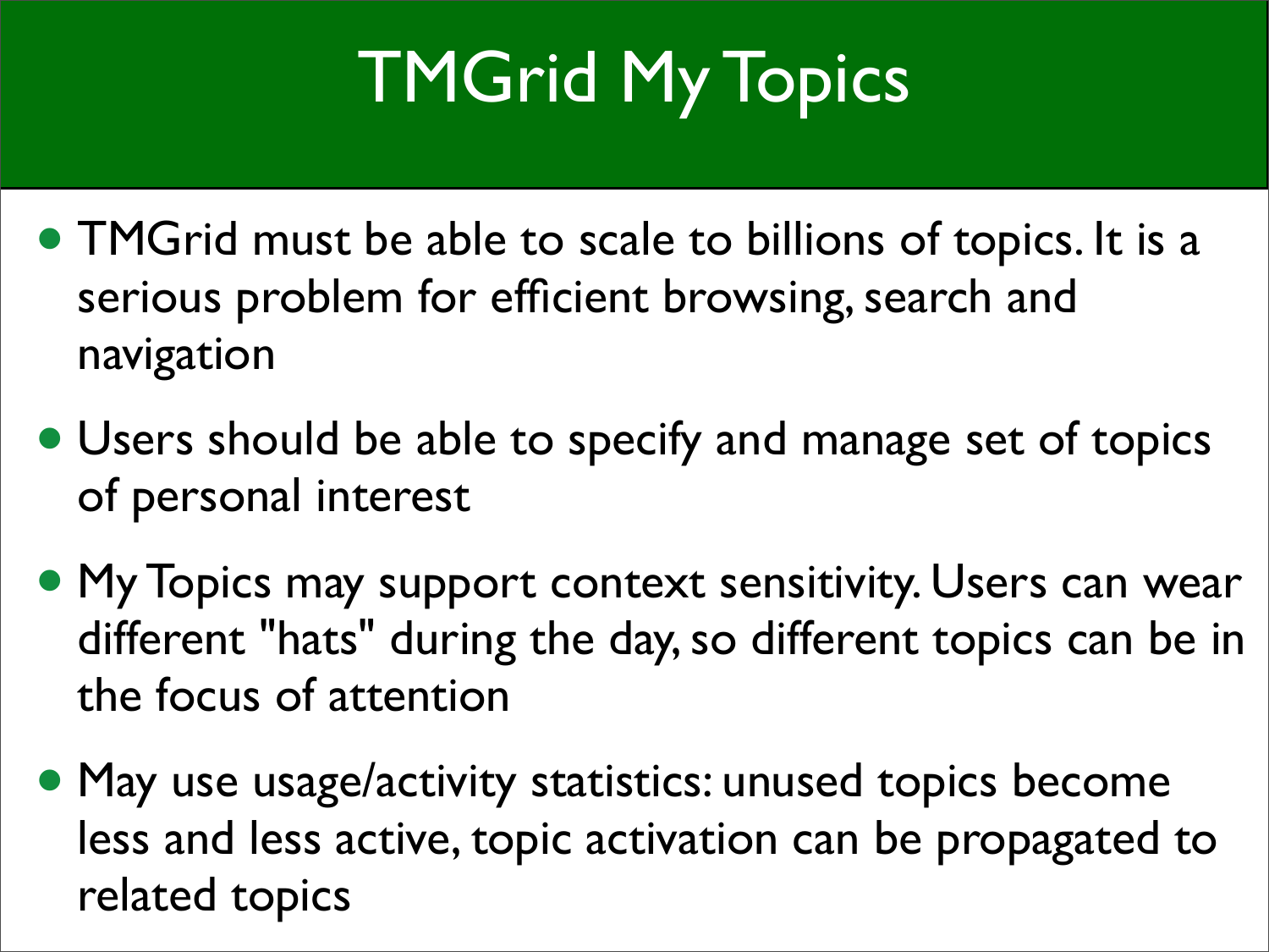# TMGrid My Topics

- TMGrid must be able to scale to billions of topics. It is a serious problem for efficient browsing, search and navigation
- Users should be able to specify and manage set of topics of personal interest
- My Topics may support context sensitivity. Users can wear different "hats" during the day, so different topics can be in the focus of attention
- May use usage/activity statistics: unused topics become less and less active, topic activation can be propagated to related topics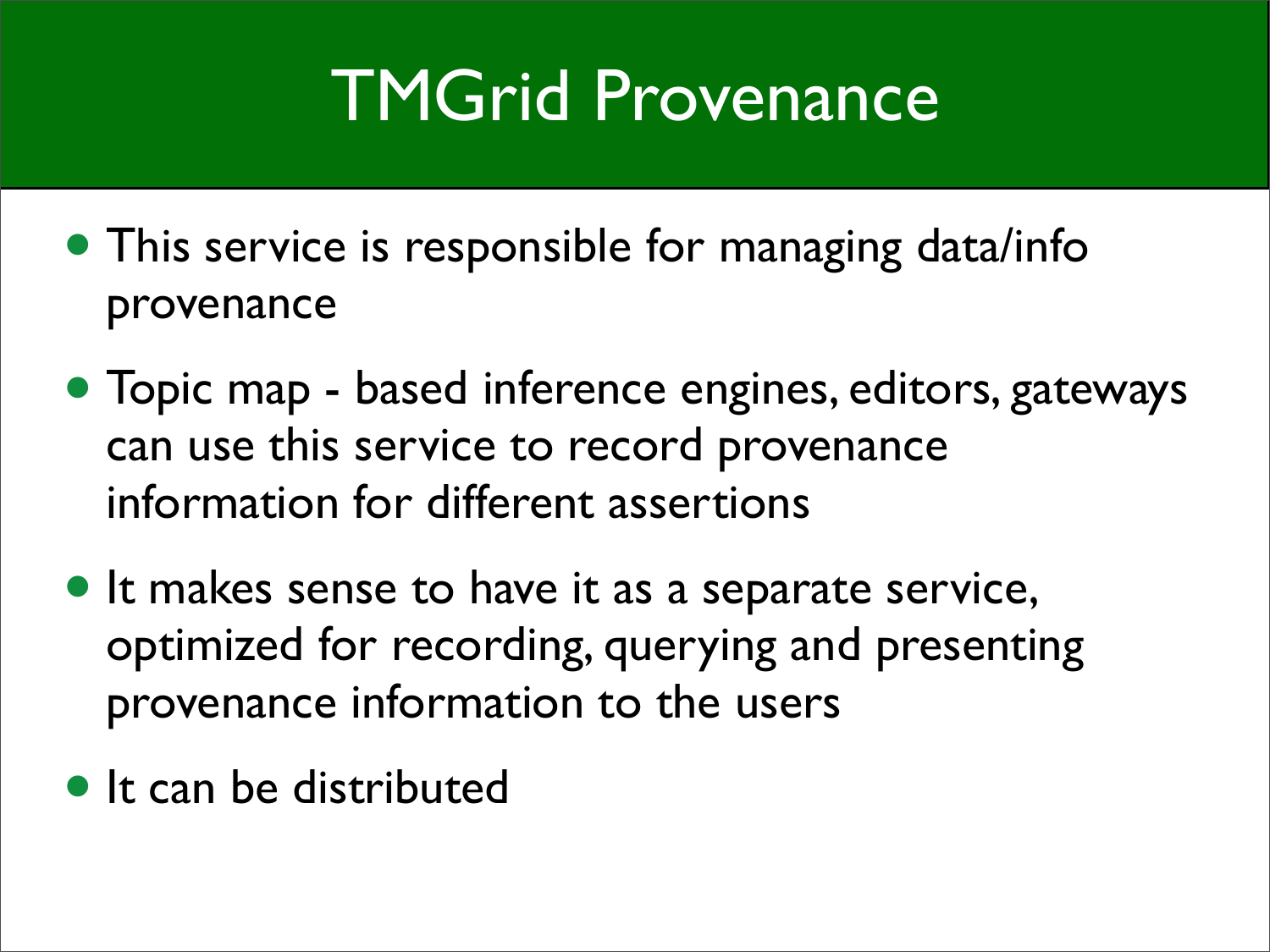# TMGrid Provenance

- This service is responsible for managing data/info provenance
- Topic map - based inference engines, editors, gateways can use this service to record provenance information for different assertions
- It makes sense to have it as a separate service, optimized for recording, querying and presenting provenance information to the users
- It can be distributed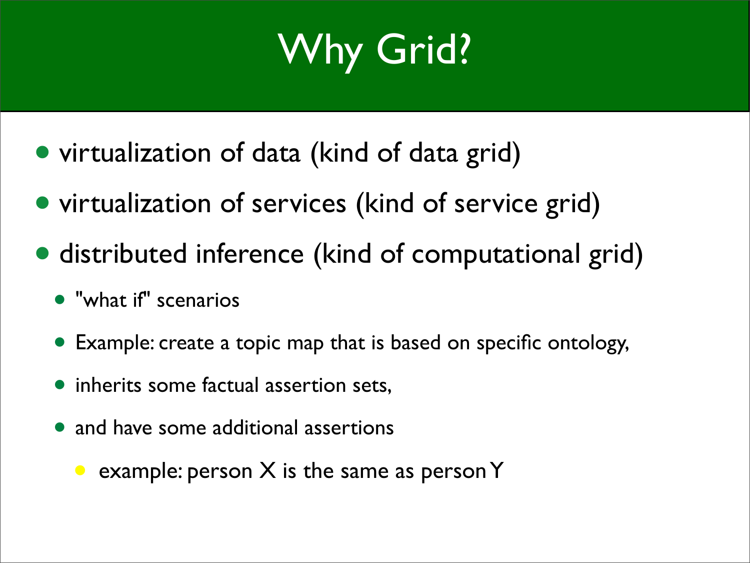# Why Grid?

- virtualization of data (kind of data grid)
- virtualization of services (kind of service grid)
- distributed inference (kind of computational grid)
  - "what if" scenarios
  - Example: create a topic map that is based on specific ontology,
  - inherits some factual assertion sets,
  - and have some additional assertions
    - example: person X is the same as person Y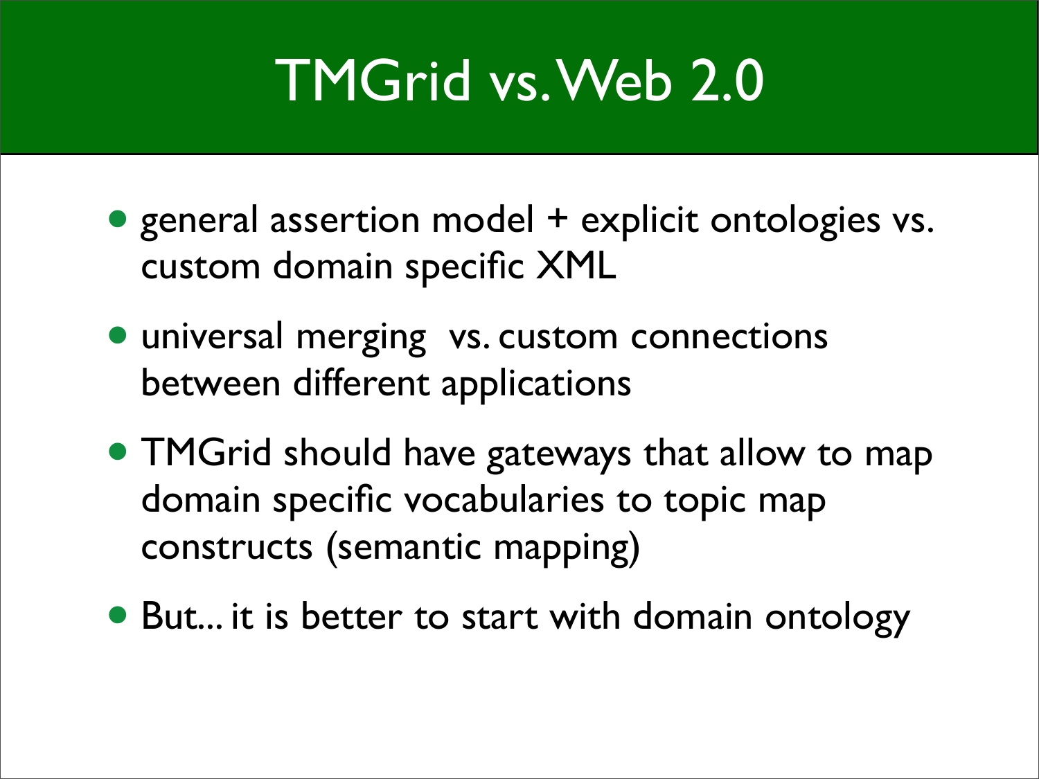# TMGrid vs. Web 2.0

- general assertion model + explicit ontologies vs. custom domain specific XML
- universal merging vs. custom connections between different applications
- TMGrid should have gateways that allow to map domain specific vocabularies to topic map constructs (semantic mapping)
- But... it is better to start with domain ontology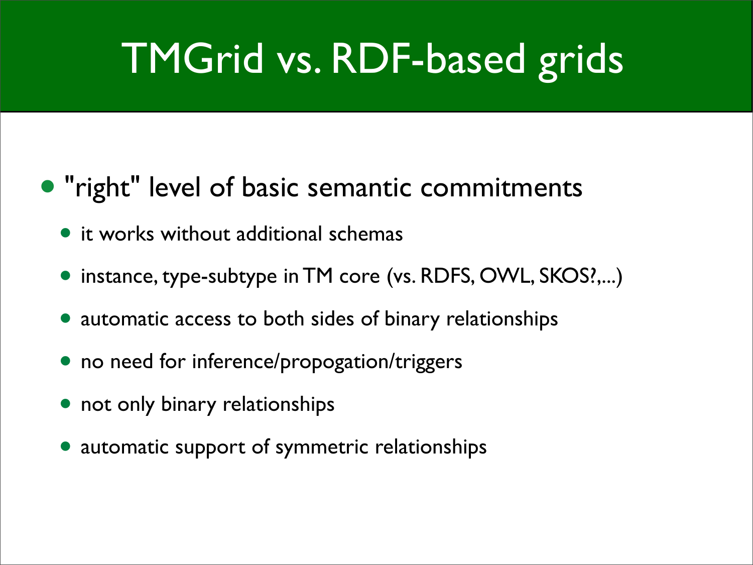# TMGrid vs. RDF-based grids

- "right" level of basic semantic commitments
  - it works without additional schemas
  - instance, type-subtype in TM core (vs. RDFS, OWL, SKOS?,...)
  - automatic access to both sides of binary relationships
  - no need for inference/propogation/triggers
  - not only binary relationships
  - automatic support of symmetric relationships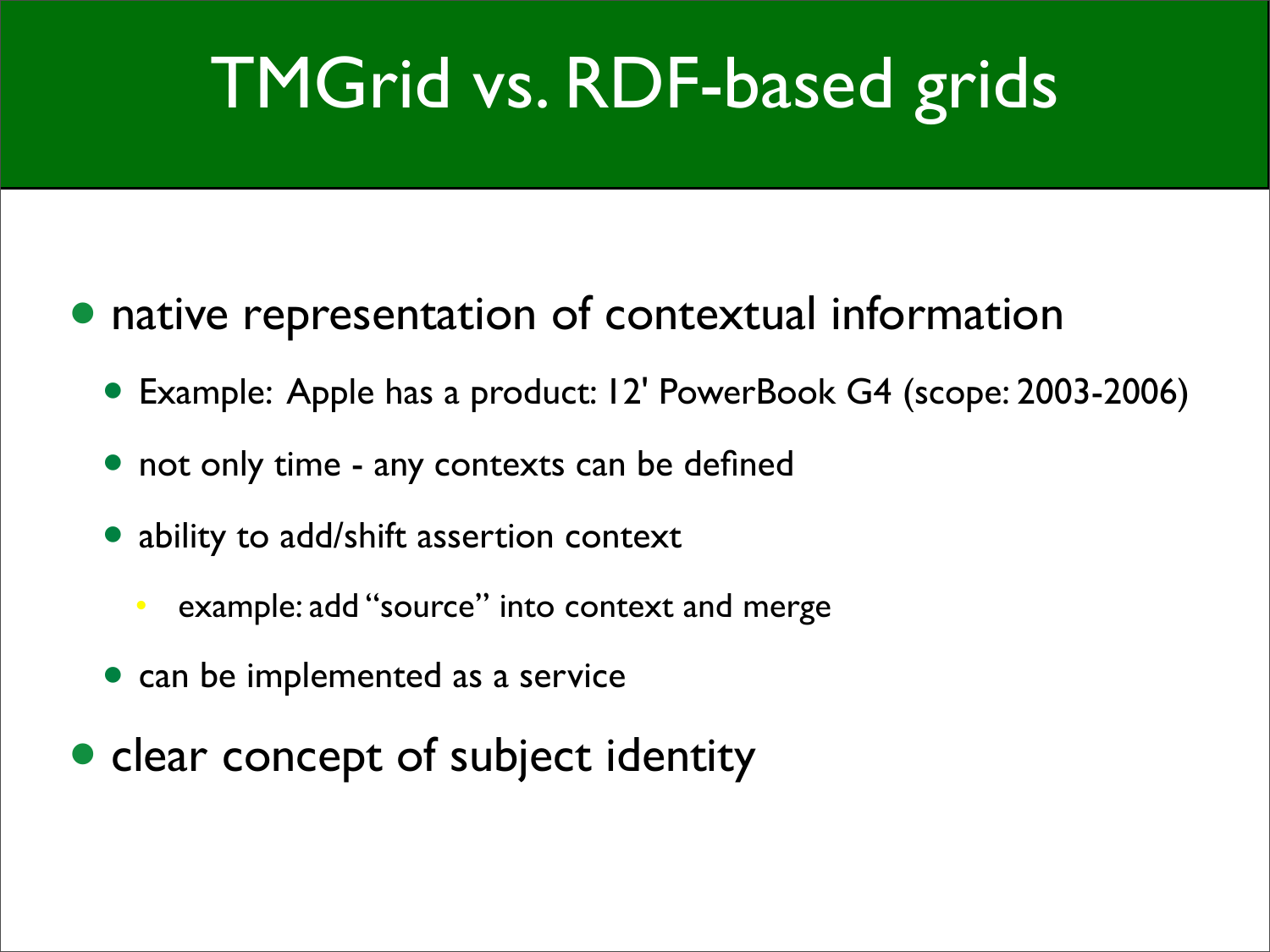# TMGrid vs. RDF-based grids

- native representation of contextual information
  - Example: Apple has a product: 12' PowerBook G4 (scope: 2003-2006)
  - not only time - any contexts can be defined
  - ability to add/shift assertion context
    - example: add "source" into context and merge
  - can be implemented as a service
- clear concept of subject identity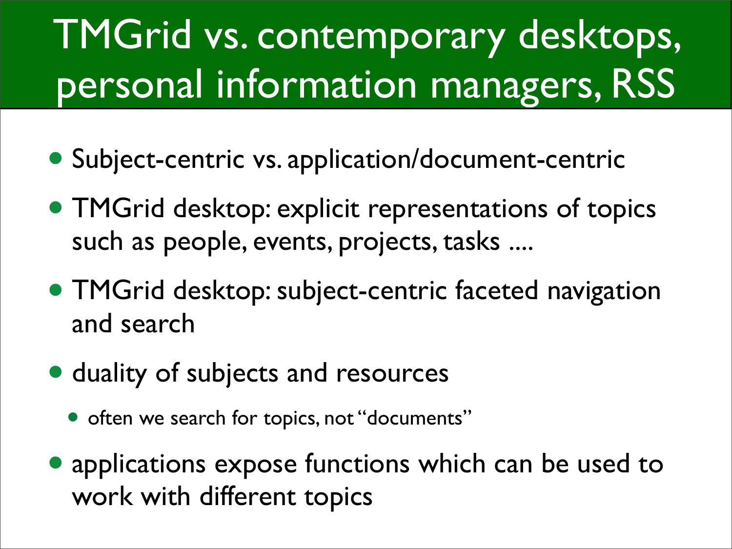# TMGrid vs. contemporary desktops, personal information managers, RSS

- Subject-centric vs. application/document-centric
- TMGrid desktop: explicit representations of topics such as people, events, projects, tasks ....
- TMGrid desktop: subject-centric faceted navigation and search
- duality of subjects and resources
  - often we search for topics, not "documents"
- applications expose functions which can be used to work with different topics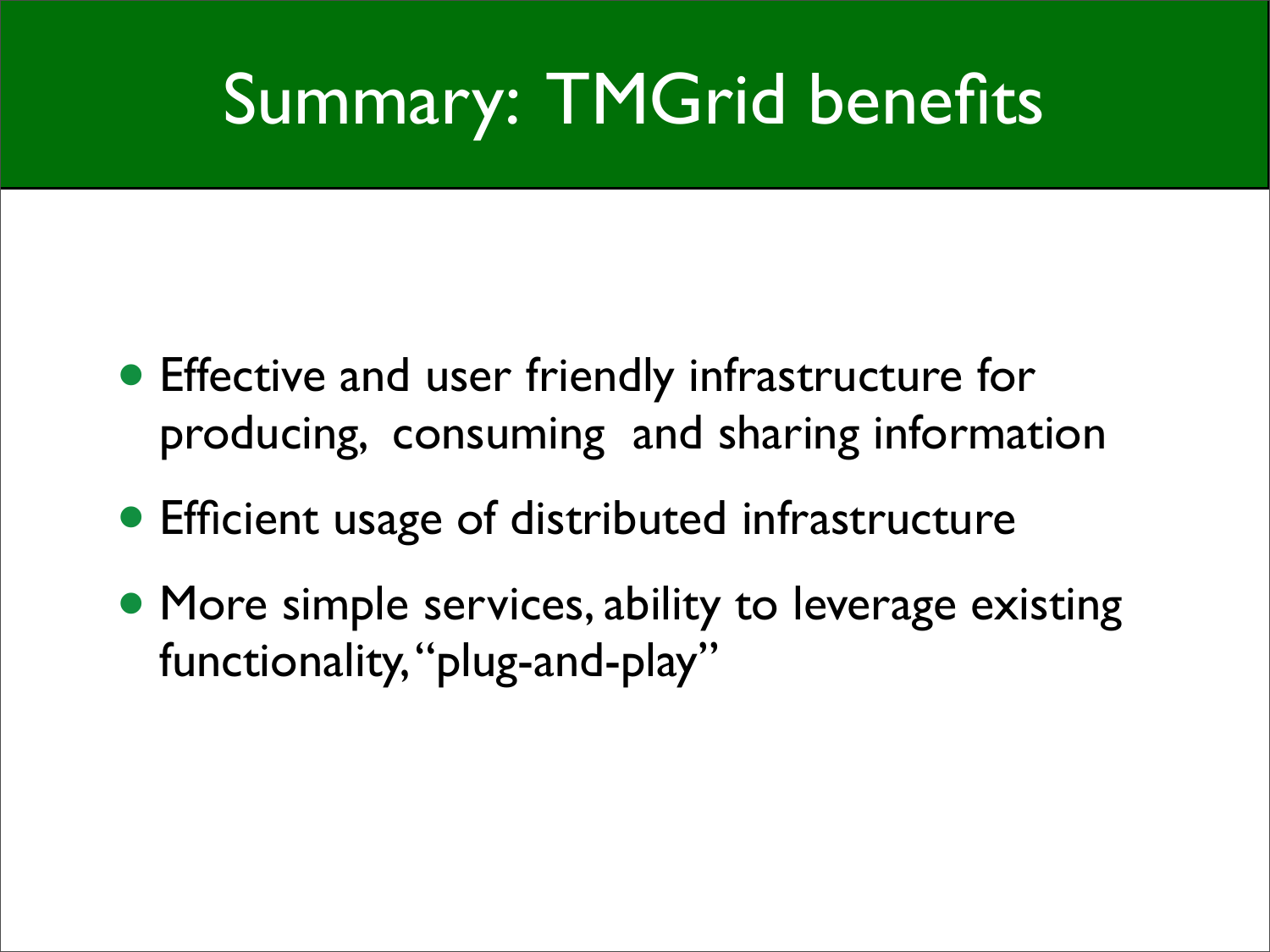# Summary: TMGrid benefits

- Effective and user friendly infrastructure for producing, consuming and sharing information
- Efficient usage of distributed infrastructure
- More simple services, ability to leverage existing functionality, "plug-and-play"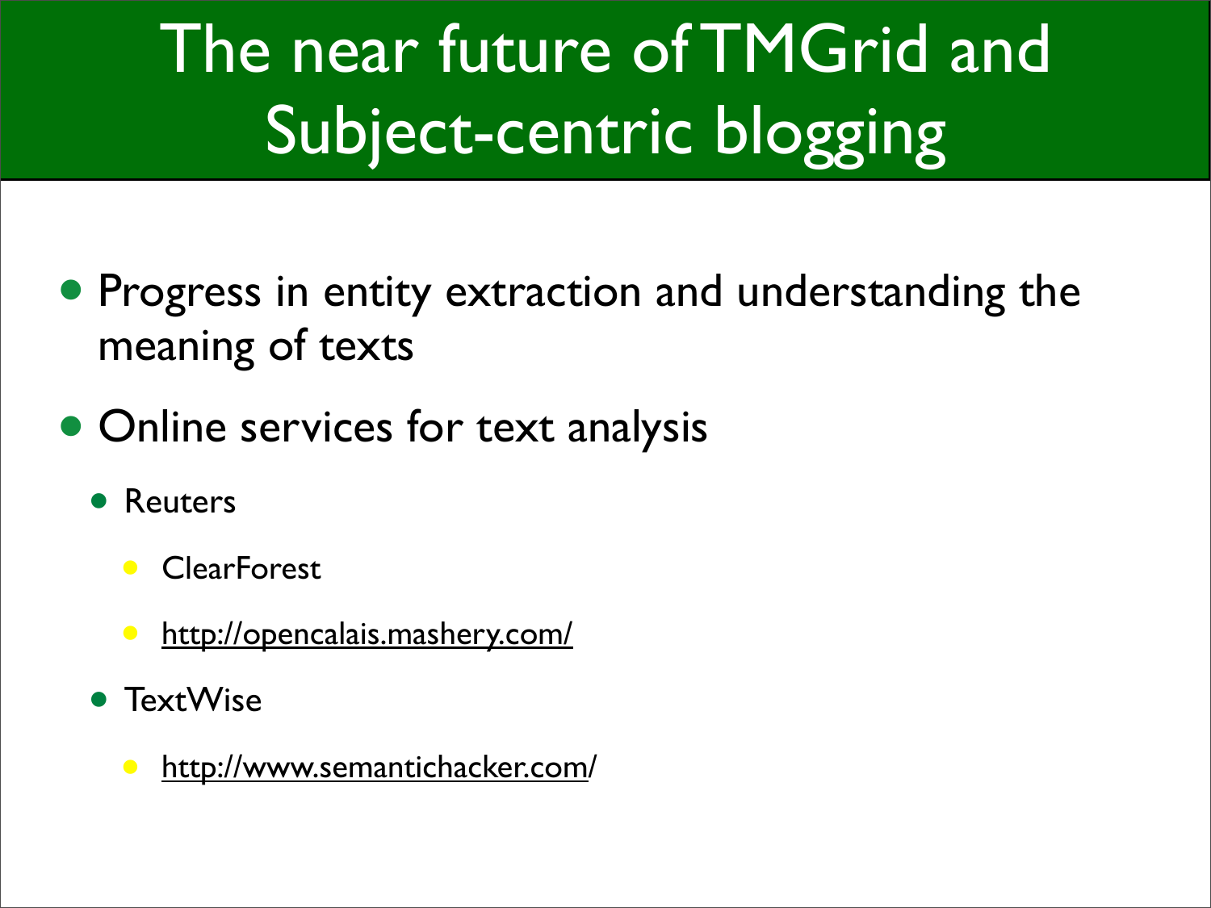# The near future of TMGrid and Subject-centric blogging

- Progress in entity extraction and understanding the meaning of texts
- Online services for text analysis
  - Reuters
    - ClearForest
    - http://opencalais.mashery.com/
  - TextWise
    - http://www.semantichacker.com/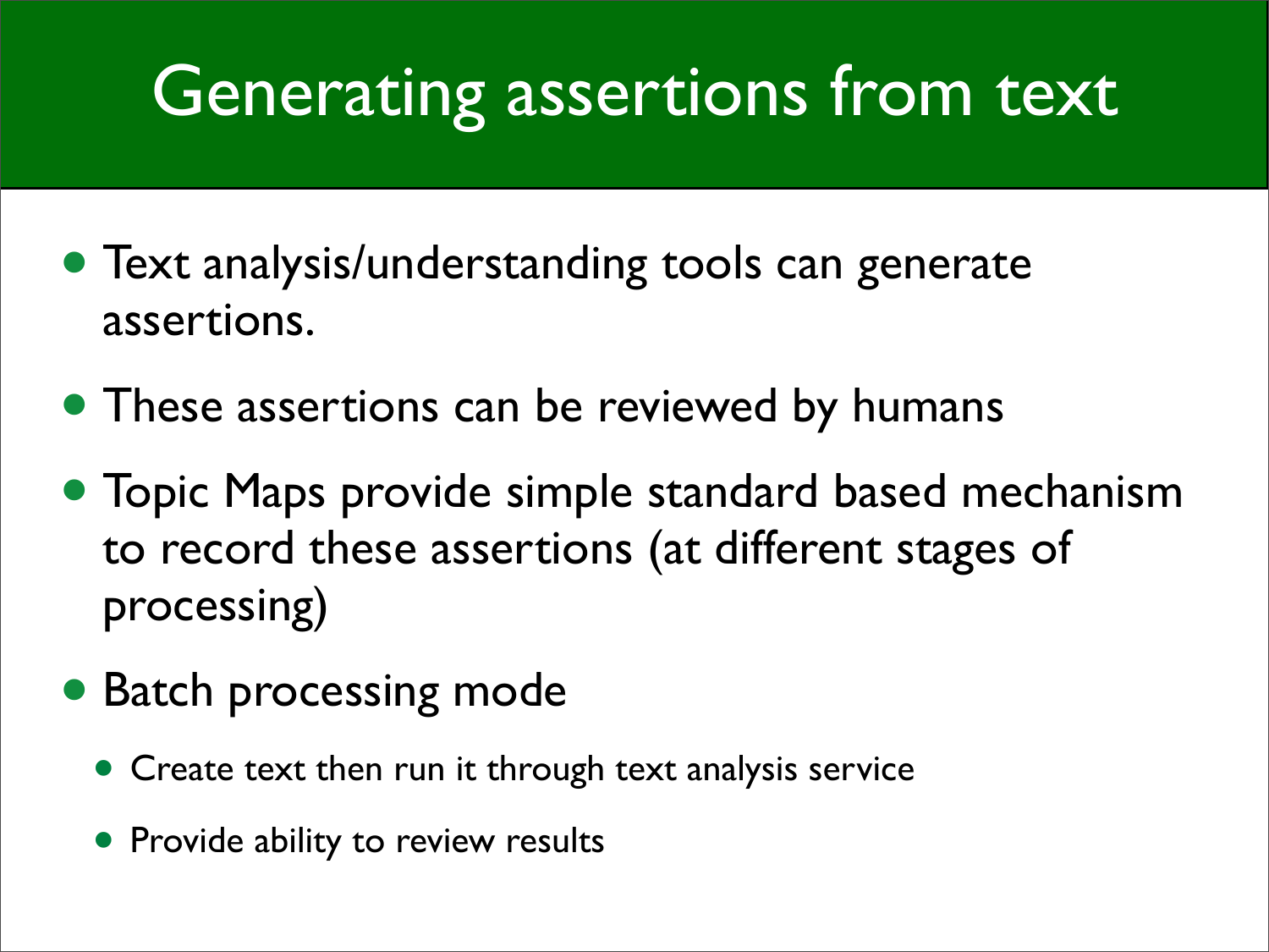# Generating assertions from text

- Text analysis/understanding tools can generate assertions.
- These assertions can be reviewed by humans
- Topic Maps provide simple standard based mechanism to record these assertions (at different stages of processing)
- Batch processing mode
  - Create text then run it through text analysis service
  - Provide ability to review results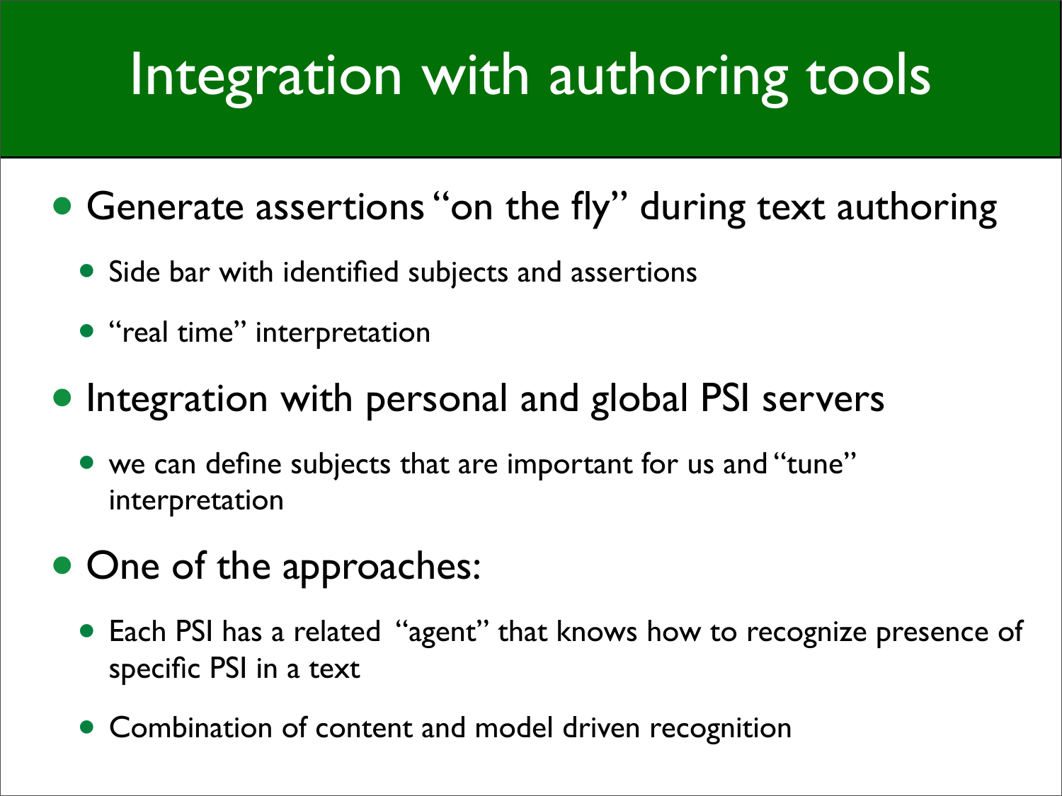# Integration with authoring tools

- Generate assertions “on the fly” during text authoring
  - Side bar with identified subjects and assertions
  - “real time” interpretation
- Integration with personal and global PSI servers
  - we can define subjects that are important for us and “tune” interpretation
- One of the approaches:
  - Each PSI has a related “agent” that knows how to recognize presence of specific PSI in a text
  - Combination of content and model driven recognition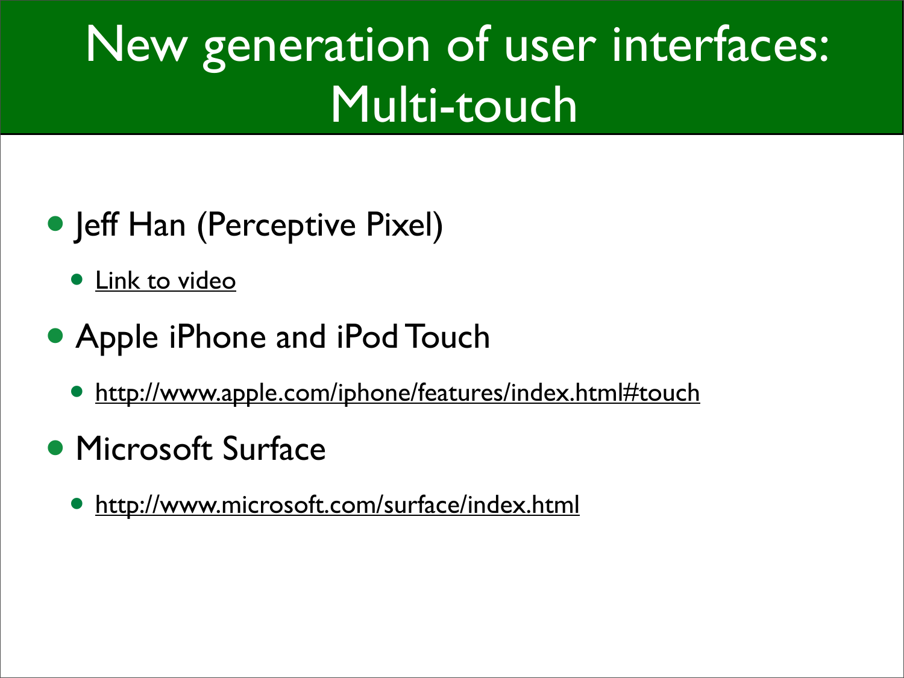# New generation of user interfaces: Multi-touch

- Jeff Han (Perceptive Pixel)
  - Link to video
- Apple iPhone and iPod Touch
  - http://www.apple.com/iphone/features/index.html#touch
- Microsoft Surface
  - http://www.microsoft.com/surface/index.html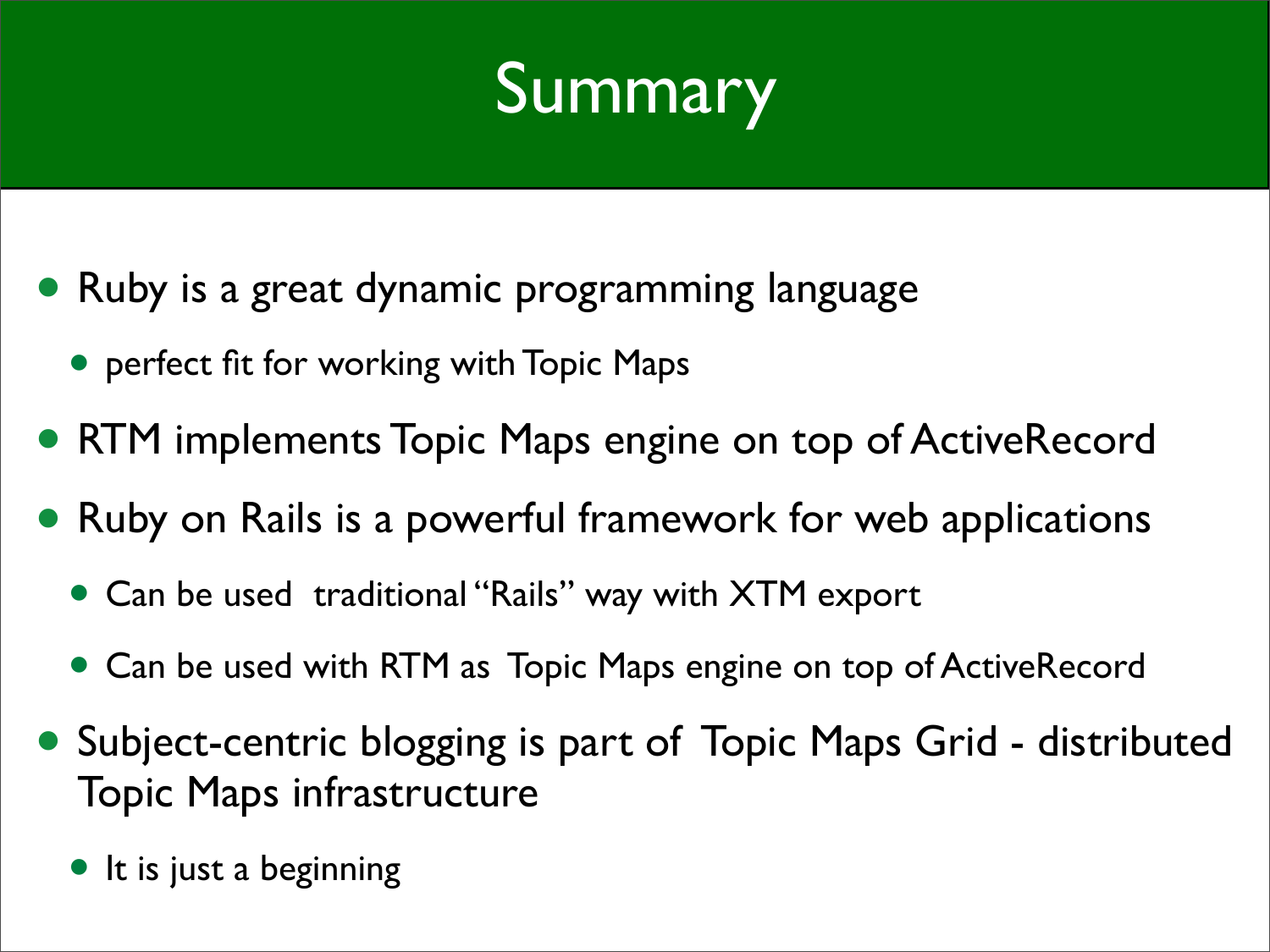# Summary

- Ruby is a great dynamic programming language
  - perfect fit for working with Topic Maps
- RTM implements Topic Maps engine on top of ActiveRecord
- Ruby on Rails is a powerful framework for web applications
  - Can be used traditional "Rails" way with XTM export
  - Can be used with RTM as Topic Maps engine on top of ActiveRecord
- Subject-centric blogging is part of Topic Maps Grid - distributed Topic Maps infrastructure
  - It is just a beginning